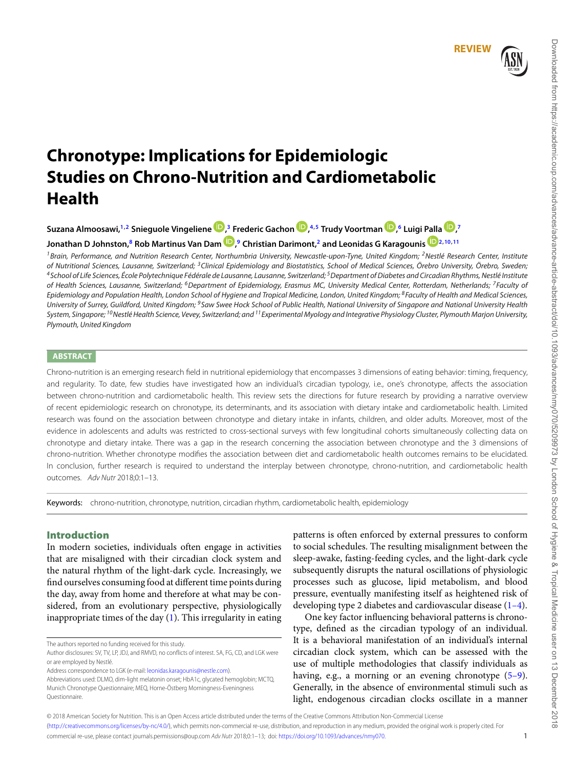REVIEW

# Chronotype: Implications for Epidemiologic Studies on Chrono-Nutrition and Cardiometabolic Health

**Suzana Almoosawi,[1,2] Snieguole Vingeliene,[3] Frederic Gachon,[4,5] Trudy Voortman,[6] Luigi Palla,[7] Jonathan D Johnston,[8] Rob Martinus Van Dam,[9] Christian Darimont,[2] and Leonidas G Karagounis[2,10,11]**

*[1]Brain, Performance, and Nutrition Research Center, Northumbria University, Newcastle-upon-Tyne, United Kingdom; [2]Nestlé Research Center, Institute of Nutritional Sciences, Lausanne, Switzerland; [3]Clinical Epidemiology and Biostatistics, School of Medical Sciences, Örebro University, Örebro, Sweden; [4]School of Life Sciences, École Polytechnique Fédérale de Lausanne, Lausanne, Switzerland; [5]Department of Diabetes and Circadian Rhythms, Nestlé Institute of Health Sciences, Lausanne, Switzerland; [6]Department of Epidemiology, Erasmus MC, University Medical Center, Rotterdam, Netherlands; [7]Faculty of Epidemiology and Population Health, London School of Hygiene and Tropical Medicine, London, United Kingdom; [8]Faculty of Health and Medical Sciences, University of Surrey, Guildford, United Kingdom; [9]Saw Swee Hock School of Public Health, National University of Singapore and National University Health System, Singapore; [10]Nestlé Health Science, Vevey, Switzerland; and [11]Experimental Myology and Integrative Physiology Cluster, Plymouth Marjon University, Plymouth, United Kingdom*

## ABSTRACT

Chrono-nutrition is an emerging research field in nutritional epidemiology that encompasses 3 dimensions of eating behavior: timing, frequency, and regularity. To date, few studies have investigated how an individual's circadian typology, i.e., one's chronotype, affects the association between chrono-nutrition and cardiometabolic health. This review sets the directions for future research by providing a narrative overview of recent epidemiologic research on chronotype, its determinants, and its association with dietary intake and cardiometabolic health. Limited research was found on the association between chronotype and dietary intake in infants, children, and older adults. Moreover, most of the evidence in adolescents and adults was restricted to cross-sectional surveys with few longitudinal cohorts simultaneously collecting data on chronotype and dietary intake. There was a gap in the research concerning the association between chronotype and the 3 dimensions of chrono-nutrition. Whether chronotype modifies the association between diet and cardiometabolic health outcomes remains to be elucidated. In conclusion, further research is required to understand the interplay between chronotype, chrono-nutrition, and cardiometabolic health outcomes. *Adv Nutr* 2018;0:1–13.

Keywords: chrono-nutrition, chronotype, nutrition, circadian rhythm, cardiometabolic health, epidemiology

## Introduction

In modern societies, individuals often engage in activities that are misaligned with their circadian clock system and the natural rhythm of the light-dark cycle. Increasingly, we find ourselves consuming food at different time points during the day, away from home and therefore at what may be considered, from an evolutionary perspective, physiologically inappropriate times of the day (1). This irregularity in eating patterns is often enforced by external pressures to conform to social schedules. The resulting misalignment between the sleep-awake, fasting-feeding cycles, and the light-dark cycle subsequently disrupts the natural oscillations of physiologic processes such as glucose, lipid metabolism, and blood pressure, eventually manifesting itself as heightened risk of developing type 2 diabetes and cardiovascular disease (1–4).

One key factor influencing behavioral patterns is chronotype, defined as the circadian typology of an individual. It is a behavioral manifestation of an individual's internal circadian clock system, which can be assessed with the use of multiple methodologies that classify individuals as having, e.g., a morning or an evening chronotype (5–9). Generally, in the absence of environmental stimuli such as light, endogenous circadian clocks oscillate in a manner

The authors reported no funding received for this study.

Author disclosures: SV, TV, LP, JDJ, and RMVD, no conflicts of interest. SA, FG, CD, and LGK were or are employed by Nestlé.

Address correspondence to LGK (e-mail: leonidas.karagounis@nestle.com).

Abbreviations used: DLMO, dim-light melatonin onset; HbA1c, glycated hemoglobin; MCTQ, Munich Chronotype Questionnaire; MEQ, Horne-Östberg Morningness-Eveningness Questionnaire.

© 2018 American Society for Nutrition. This is an Open Access article distributed under the terms of the Creative Commons Attribution Non-Commercial License (http://creativecommons.org/licenses/by-nc/4.0/), which permits non-commercial re-use, distribution, and reproduction in any medium, provided the original work is properly cited. For commercial re-use, please contact journals.permissions@oup.com *Adv Nutr* 2018;0:1–13; doi: https://doi.org/10.1093/advances/nmy070.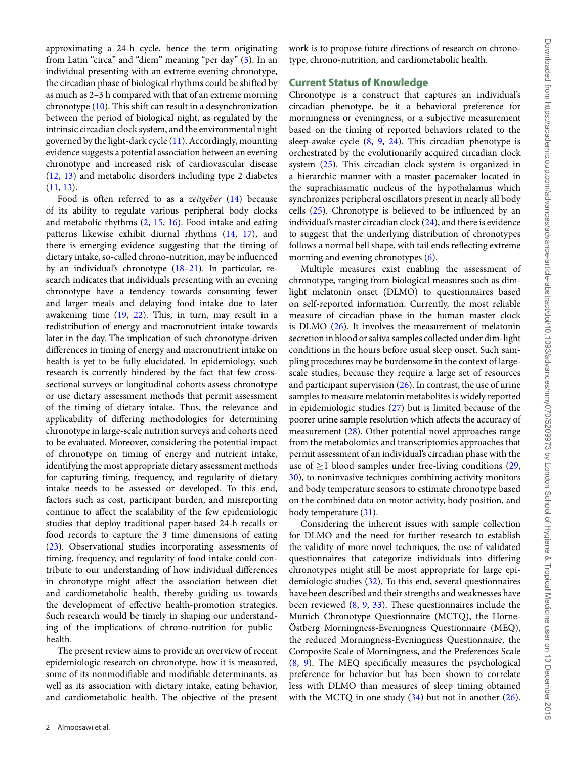approximating a 24-h cycle, hence the term originating from Latin "circa" and "diem" meaning "per day" (5). In an individual presenting with an extreme evening chronotype, the circadian phase of biological rhythms could be shifted by as much as 2–3 h compared with that of an extreme morning chronotype (10). This shift can result in a desynchronization between the period of biological night, as regulated by the intrinsic circadian clock system, and the environmental night governed by the light-dark cycle (11). Accordingly, mounting evidence suggests a potential association between an evening chronotype and increased risk of cardiovascular disease (12, 13) and metabolic disorders including type 2 diabetes (11, 13).

Food is often referred to as a *zeitgeber* (14) because of its ability to regulate various peripheral body clocks and metabolic rhythms (2, 15, 16). Food intake and eating patterns likewise exhibit diurnal rhythms (14, 17), and there is emerging evidence suggesting that the timing of dietary intake, so-called chrono-nutrition, may be influenced by an individual's chronotype (18–21). In particular, research indicates that individuals presenting with an evening chronotype have a tendency towards consuming fewer and larger meals and delaying food intake due to later awakening time (19, 22). This, in turn, may result in a redistribution of energy and macronutrient intake towards later in the day. The implication of such chronotype-driven differences in timing of energy and macronutrient intake on health is yet to be fully elucidated. In epidemiology, such research is currently hindered by the fact that few cross-sectional surveys or longitudinal cohorts assess chronotype or use dietary assessment methods that permit assessment of the timing of dietary intake. Thus, the relevance and applicability of differing methodologies for determining chronotype in large-scale nutrition surveys and cohorts need to be evaluated. Moreover, considering the potential impact of chronotype on timing of energy and nutrient intake, identifying the most appropriate dietary assessment methods for capturing timing, frequency, and regularity of dietary intake needs to be assessed or developed. To this end, factors such as cost, participant burden, and misreporting continue to affect the scalability of the few epidemiologic studies that deploy traditional paper-based 24-h recalls or food records to capture the 3 time dimensions of eating (23). Observational studies incorporating assessments of timing, frequency, and regularity of food intake could contribute to our understanding of how individual differences in chronotype might affect the association between diet and cardiometabolic health, thereby guiding us towards the development of effective health-promotion strategies. Such research would be timely in shaping our understanding of the implications of chrono-nutrition for public health.

The present review aims to provide an overview of recent epidemiologic research on chronotype, how it is measured, some of its nonmodifiable and modifiable determinants, as well as its association with dietary intake, eating behavior, and cardiometabolic health. The objective of the present work is to propose future directions of research on chronotype, chrono-nutrition, and cardiometabolic health.

## Current Status of Knowledge

Chronotype is a construct that captures an individual's circadian phenotype, be it a behavioral preference for morningness or eveningness, or a subjective measurement based on the timing of reported behaviors related to the sleep-awake cycle (8, 9, 24). This circadian phenotype is orchestrated by the evolutionarily acquired circadian clock system (25). This circadian clock system is organized in a hierarchic manner with a master pacemaker located in the suprachiasmatic nucleus of the hypothalamus which synchronizes peripheral oscillators present in nearly all body cells (25). Chronotype is believed to be influenced by an individual's master circadian clock (24), and there is evidence to suggest that the underlying distribution of chronotypes follows a normal bell shape, with tail ends reflecting extreme morning and evening chronotypes (6).

Multiple measures exist enabling the assessment of chronotype, ranging from biological measures such as dim-light melatonin onset (DLMO) to questionnaires based on self-reported information. Currently, the most reliable measure of circadian phase in the human master clock is DLMO (26). It involves the measurement of melatonin secretion in blood or saliva samples collected under dim-light conditions in the hours before usual sleep onset. Such sampling procedures may be burdensome in the context of large-scale studies, because they require a large set of resources and participant supervision (26). In contrast, the use of urine samples to measure melatonin metabolites is widely reported in epidemiologic studies (27) but is limited because of the poorer urine sample resolution which affects the accuracy of measurement (28). Other potential novel approaches range from the metabolomics and transcriptomics approaches that permit assessment of an individual's circadian phase with the use of $\geq$1 blood samples under free-living conditions (29, 30), to noninvasive techniques combining activity monitors and body temperature sensors to estimate chronotype based on the combined data on motor activity, body position, and body temperature (31).

Considering the inherent issues with sample collection for DLMO and the need for further research to establish the validity of more novel techniques, the use of validated questionnaires that categorize individuals into differing chronotypes might still be most appropriate for large epidemiologic studies (32). To this end, several questionnaires have been described and their strengths and weaknesses have been reviewed (8, 9, 33). These questionnaires include the Munich Chronotype Questionnaire (MCTQ), the Horne-Östberg Morningness-Eveningness Questionnaire (MEQ), the reduced Morningness-Eveningness Questionnaire, the Composite Scale of Morningness, and the Preferences Scale (8, 9). The MEQ specifically measures the psychological preference for behavior but has been shown to correlate less with DLMO than measures of sleep timing obtained with the MCTQ in one study (34) but not in another (26).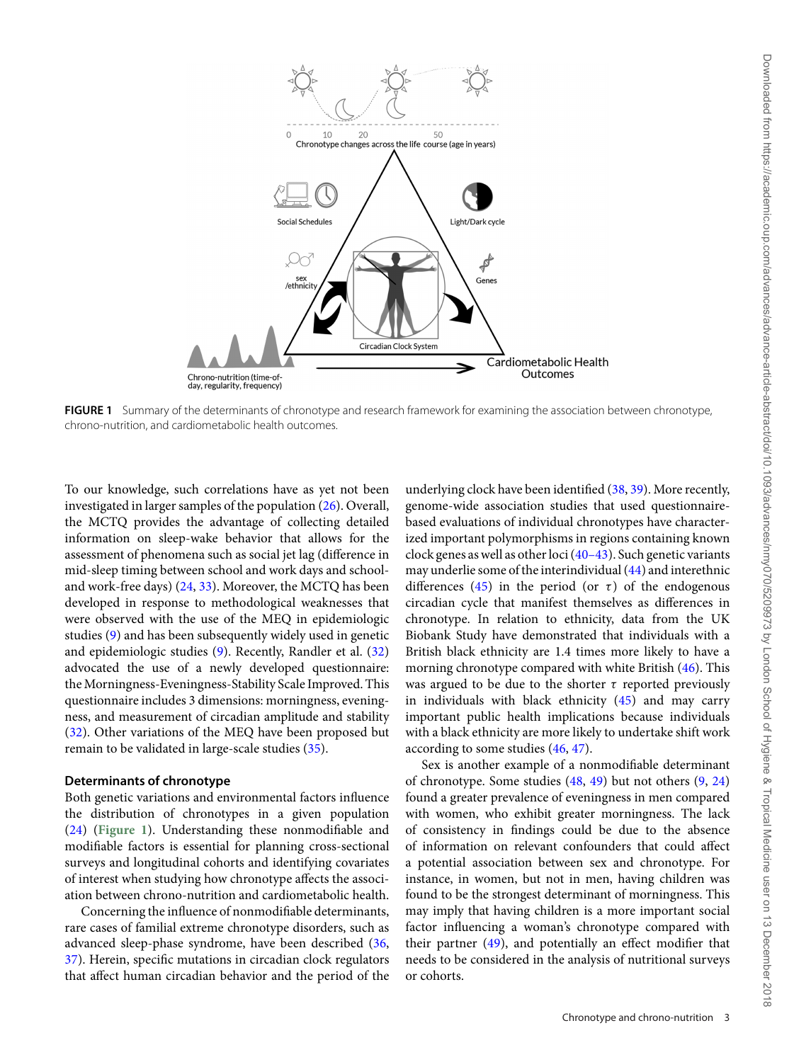FIGURE 1 Summary of the determinants of chronotype and research framework for examining the association between chronotype, chrono-nutrition, and cardiometabolic health outcomes.

To our knowledge, such correlations have as yet not been investigated in larger samples of the population (26). Overall, the MCTQ provides the advantage of collecting detailed information on sleep-wake behavior that allows for the assessment of phenomena such as social jet lag (difference in mid-sleep timing between school and work days and school- and work-free days) (24, 33). Moreover, the MCTQ has been developed in response to methodological weaknesses that were observed with the use of the MEQ in epidemiologic studies (9) and has been subsequently widely used in genetic and epidemiologic studies (9). Recently, Randler et al. (32) advocated the use of a newly developed questionnaire: the Morningness-Eveningness-Stability Scale Improved. This questionnaire includes 3 dimensions: morningness, eveningness, and measurement of circadian amplitude and stability (32). Other variations of the MEQ have been proposed but remain to be validated in large-scale studies (35).

### Determinants of chronotype

Both genetic variations and environmental factors influence the distribution of chronotypes in a given population (24) (**Figure 1**). Understanding these nonmodifiable and modifiable factors is essential for planning cross-sectional surveys and longitudinal cohorts and identifying covariates of interest when studying how chronotype affects the association between chrono-nutrition and cardiometabolic health.

Concerning the influence of nonmodifiable determinants, rare cases of familial extreme chronotype disorders, such as advanced sleep-phase syndrome, have been described (36, 37). Herein, specific mutations in circadian clock regulators that affect human circadian behavior and the period of the underlying clock have been identified (38, 39). More recently, genome-wide association studies that used questionnaire-based evaluations of individual chronotypes have characterized important polymorphisms in regions containing known clock genes as well as other loci (40–43). Such genetic variants may underlie some of the interindividual (44) and interethnic differences (45) in the period (or $\tau$) of the endogenous circadian cycle that manifest themselves as differences in chronotype. In relation to ethnicity, data from the UK Biobank Study have demonstrated that individuals with a British black ethnicity are 1.4 times more likely to have a morning chronotype compared with white British (46). This was argued to be due to the shorter $\tau$ reported previously in individuals with black ethnicity (45) and may carry important public health implications because individuals with a black ethnicity are more likely to undertake shift work according to some studies (46, 47).

Sex is another example of a nonmodifiable determinant of chronotype. Some studies (48, 49) but not others (9, 24) found a greater prevalence of eveningness in men compared with women, who exhibit greater morningness. The lack of consistency in findings could be due to the absence of information on relevant confounders that could affect a potential association between sex and chronotype. For instance, in women, but not in men, having children was found to be the strongest determinant of morningness. This may imply that having children is a more important social factor influencing a woman's chronotype compared with their partner (49), and potentially an effect modifier that needs to be considered in the analysis of nutritional surveys or cohorts.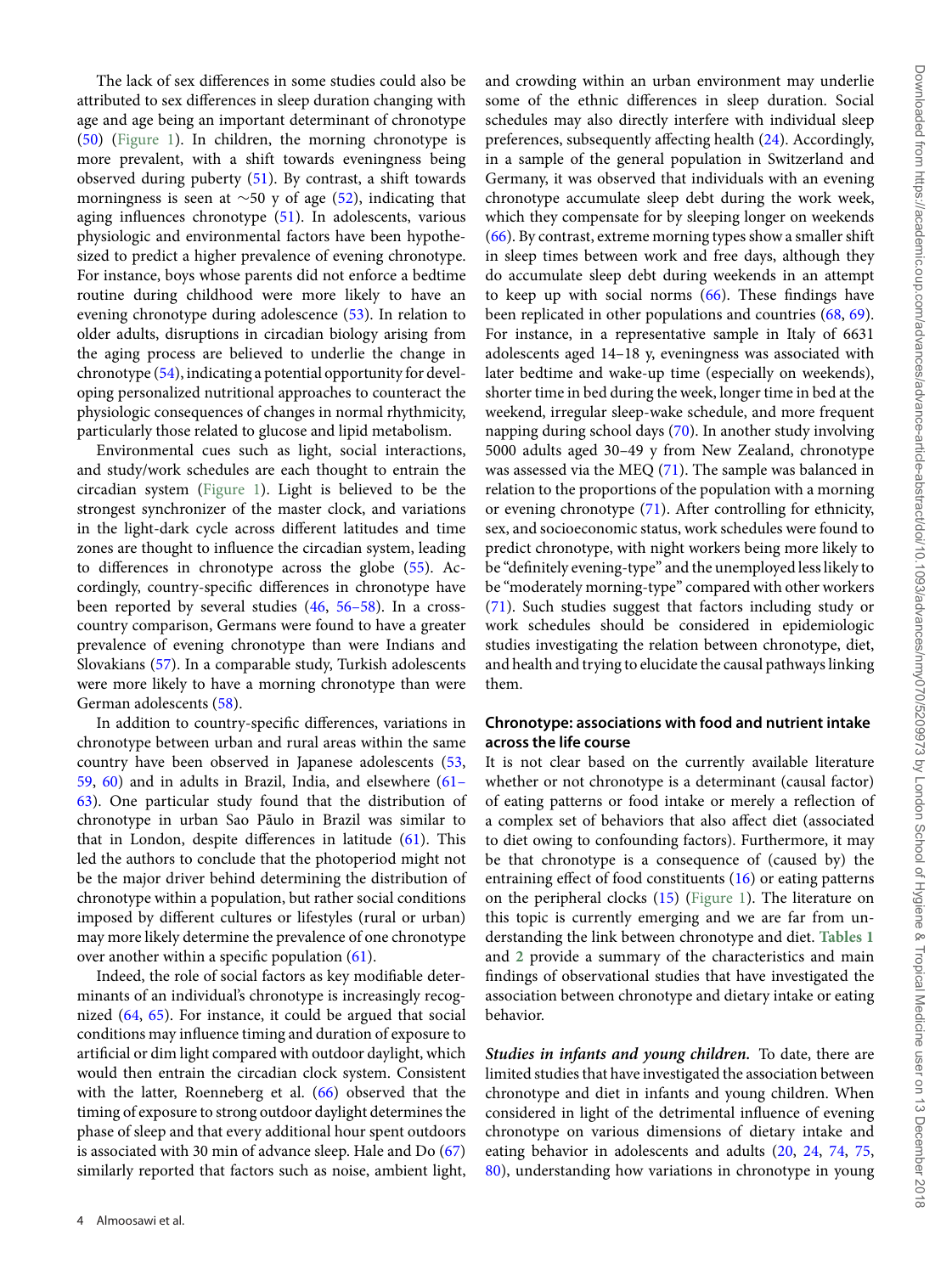The lack of sex differences in some studies could also be attributed to sex differences in sleep duration changing with age and age being an important determinant of chronotype (50) (Figure 1). In children, the morning chronotype is more prevalent, with a shift towards eveningness being observed during puberty (51). By contrast, a shift towards morningness is seen at ∼50 y of age (52), indicating that aging influences chronotype (51). In adolescents, various physiologic and environmental factors have been hypothesized to predict a higher prevalence of evening chronotype. For instance, boys whose parents did not enforce a bedtime routine during childhood were more likely to have an evening chronotype during adolescence (53). In relation to older adults, disruptions in circadian biology arising from the aging process are believed to underlie the change in chronotype (54), indicating a potential opportunity for developing personalized nutritional approaches to counteract the physiologic consequences of changes in normal rhythmicity, particularly those related to glucose and lipid metabolism.

Environmental cues such as light, social interactions, and study/work schedules are each thought to entrain the circadian system (Figure 1). Light is believed to be the strongest synchronizer of the master clock, and variations in the light-dark cycle across different latitudes and time zones are thought to influence the circadian system, leading to differences in chronotype across the globe (55). Accordingly, country-specific differences in chronotype have been reported by several studies (46, 56–58). In a cross-country comparison, Germans were found to have a greater prevalence of evening chronotype than were Indians and Slovakians (57). In a comparable study, Turkish adolescents were more likely to have a morning chronotype than were German adolescents (58).

In addition to country-specific differences, variations in chronotype between urban and rural areas within the same country have been observed in Japanese adolescents (53, 59, 60) and in adults in Brazil, India, and elsewhere (61–63). One particular study found that the distribution of chronotype in urban Sao Pãulo in Brazil was similar to that in London, despite differences in latitude (61). This led the authors to conclude that the photoperiod might not be the major driver behind determining the distribution of chronotype within a population, but rather social conditions imposed by different cultures or lifestyles (rural or urban) may more likely determine the prevalence of one chronotype over another within a specific population (61).

Indeed, the role of social factors as key modifiable determinants of an individual's chronotype is increasingly recognized (64, 65). For instance, it could be argued that social conditions may influence timing and duration of exposure to artificial or dim light compared with outdoor daylight, which would then entrain the circadian clock system. Consistent with the latter, Roenneberg et al. (66) observed that the timing of exposure to strong outdoor daylight determines the phase of sleep and that every additional hour spent outdoors is associated with 30 min of advance sleep. Hale and Do (67) similarly reported that factors such as noise, ambient light, and crowding within an urban environment may underlie some of the ethnic differences in sleep duration. Social schedules may also directly interfere with individual sleep preferences, subsequently affecting health (24). Accordingly, in a sample of the general population in Switzerland and Germany, it was observed that individuals with an evening chronotype accumulate sleep debt during the work week, which they compensate for by sleeping longer on weekends (66). By contrast, extreme morning types show a smaller shift in sleep times between work and free days, although they do accumulate sleep debt during weekends in an attempt to keep up with social norms (66). These findings have been replicated in other populations and countries (68, 69). For instance, in a representative sample in Italy of 6631 adolescents aged 14–18 y, eveningness was associated with later bedtime and wake-up time (especially on weekends), shorter time in bed during the week, longer time in bed at the weekend, irregular sleep-wake schedule, and more frequent napping during school days (70). In another study involving 5000 adults aged 30–49 y from New Zealand, chronotype was assessed via the MEQ (71). The sample was balanced in relation to the proportions of the population with a morning or evening chronotype (71). After controlling for ethnicity, sex, and socioeconomic status, work schedules were found to predict chronotype, with night workers being more likely to be "definitely evening-type" and the unemployed less likely to be "moderately morning-type" compared with other workers (71). Such studies suggest that factors including study or work schedules should be considered in epidemiologic studies investigating the relation between chronotype, diet, and health and trying to elucidate the causal pathways linking them.

### Chronotype: associations with food and nutrient intake across the life course

It is not clear based on the currently available literature whether or not chronotype is a determinant (causal factor) of eating patterns or food intake or merely a reflection of a complex set of behaviors that also affect diet (associated to diet owing to confounding factors). Furthermore, it may be that chronotype is a consequence of (caused by) the entraining effect of food constituents (16) or eating patterns on the peripheral clocks (15) (Figure 1). The literature on this topic is currently emerging and we are far from understanding the link between chronotype and diet. **Tables 1** and **2** provide a summary of the characteristics and main findings of observational studies that have investigated the association between chronotype and dietary intake or eating behavior.

***Studies in infants and young children.*** To date, there are limited studies that have investigated the association between chronotype and diet in infants and young children. When considered in light of the detrimental influence of evening chronotype on various dimensions of dietary intake and eating behavior in adolescents and adults (20, 24, 74, 75, 80), understanding how variations in chronotype in young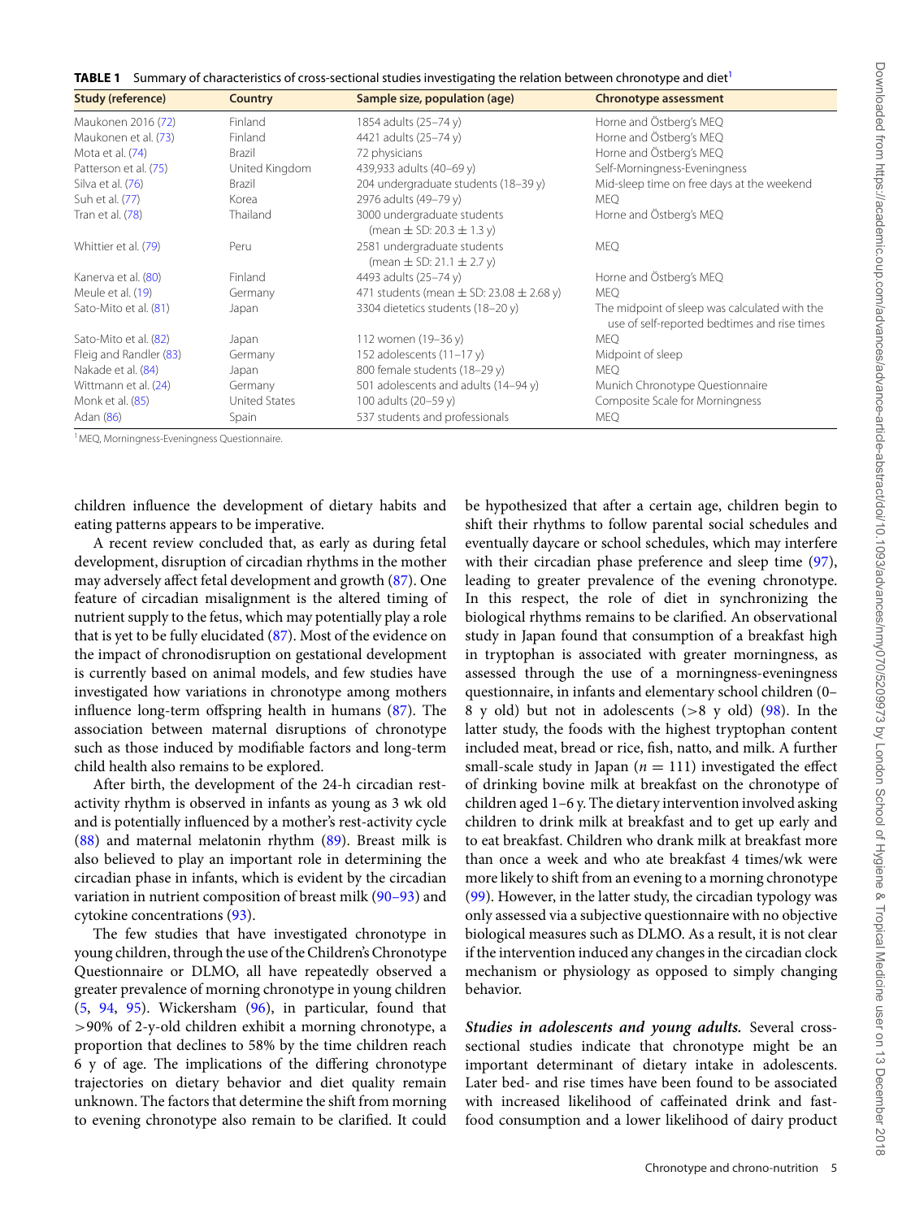**TABLE 1** Summary of characteristics of cross-sectional studies investigating the relation between chronotype and diet[1]

| Study (reference) | Country | Sample size, population (age) | Chronotype assessment |
|---|---|---|---|
| Maukonen 2016 (72) | Finland | 1854 adults (25–74 y) | Horne and Östberg's MEQ |
| Maukonen et al. (73) | Finland | 4421 adults (25–74 y) | Horne and Östberg's MEQ |
| Mota et al. (74) | Brazil | 72 physicians | Horne and Östberg's MEQ |
| Patterson et al. (75) | United Kingdom | 439,933 adults (40–69 y) | Self-Morningness-Eveningness |
| Silva et al. (76) | Brazil | 204 undergraduate students (18–39 y) | Mid-sleep time on free days at the weekend |
| Suh et al. (77) | Korea | 2976 adults (49–79 y) | MEQ |
| Tran et al. (78) | Thailand | 3000 undergraduate students (mean ± SD: 20.3 ± 1.3 y) | Horne and Östberg's MEQ |
| Whittier et al. (79) | Peru | 2581 undergraduate students (mean ± SD: 21.1 ± 2.7 y) | MEQ |
| Kanerva et al. (80) | Finland | 4493 adults (25–74 y) | Horne and Östberg's MEQ |
| Meule et al. (19) | Germany | 471 students (mean ± SD: 23.08 ± 2.68 y) | MEQ |
| Sato-Mito et al. (81) | Japan | 3304 dietetics students (18–20 y) | The midpoint of sleep was calculated with the use of self-reported bedtimes and rise times |
| Sato-Mito et al. (82) | Japan | 112 women (19–36 y) | MEQ |
| Fleig and Randler (83) | Germany | 152 adolescents (11–17 y) | Midpoint of sleep |
| Nakade et al. (84) | Japan | 800 female students (18–29 y) | MEQ |
| Wittmann et al. (24) | Germany | 501 adolescents and adults (14–94 y) | Munich Chronotype Questionnaire |
| Monk et al. (85) | United States | 100 adults (20–59 y) | Composite Scale for Morningness |
| Adan (86) | Spain | 537 students and professionals | MEQ |

[1] MEQ, Morningness-Eveningness Questionnaire.

children influence the development of dietary habits and eating patterns appears to be imperative.

A recent review concluded that, as early as during fetal development, disruption of circadian rhythms in the mother may adversely affect fetal development and growth (87). One feature of circadian misalignment is the altered timing of nutrient supply to the fetus, which may potentially play a role that is yet to be fully elucidated (87). Most of the evidence on the impact of chronodisruption on gestational development is currently based on animal models, and few studies have investigated how variations in chronotype among mothers influence long-term offspring health in humans (87). The association between maternal disruptions of chronotype such as those induced by modifiable factors and long-term child health also remains to be explored.

After birth, the development of the 24-h circadian rest-activity rhythm is observed in infants as young as 3 wk old and is potentially influenced by a mother's rest-activity cycle (88) and maternal melatonin rhythm (89). Breast milk is also believed to play an important role in determining the circadian phase in infants, which is evident by the circadian variation in nutrient composition of breast milk (90–93) and cytokine concentrations (93).

The few studies that have investigated chronotype in young children, through the use of the Children's Chronotype Questionnaire or DLMO, all have repeatedly observed a greater prevalence of morning chronotype in young children (5, 94, 95). Wickersham (96), in particular, found that >90% of 2-y-old children exhibit a morning chronotype, a proportion that declines to 58% by the time children reach 6 y of age. The implications of the differing chronotype trajectories on dietary behavior and diet quality remain unknown. The factors that determine the shift from morning to evening chronotype also remain to be clarified. It could be hypothesized that after a certain age, children begin to shift their rhythms to follow parental social schedules and eventually daycare or school schedules, which may interfere with their circadian phase preference and sleep time (97), leading to greater prevalence of the evening chronotype. In this respect, the role of diet in synchronizing the biological rhythms remains to be clarified. An observational study in Japan found that consumption of a breakfast high in tryptophan is associated with greater morningness, as assessed through the use of a morningness-eveningness questionnaire, in infants and elementary school children (0–8 y old) but not in adolescents (>8 y old) (98). In the latter study, the foods with the highest tryptophan content included meat, bread or rice, fish, natto, and milk. A further small-scale study in Japan ($n = 111$) investigated the effect of drinking bovine milk at breakfast on the chronotype of children aged 1–6 y. The dietary intervention involved asking children to drink milk at breakfast and to get up early and to eat breakfast. Children who drank milk at breakfast more than once a week and who ate breakfast 4 times/wk were more likely to shift from an evening to a morning chronotype (99). However, in the latter study, the circadian typology was only assessed via a subjective questionnaire with no objective biological measures such as DLMO. As a result, it is not clear if the intervention induced any changes in the circadian clock mechanism or physiology as opposed to simply changing behavior.

***Studies in adolescents and young adults.*** Several cross-sectional studies indicate that chronotype might be an important determinant of dietary intake in adolescents. Later bed- and rise times have been found to be associated with increased likelihood of caffeinated drink and fast-food consumption and a lower likelihood of dairy product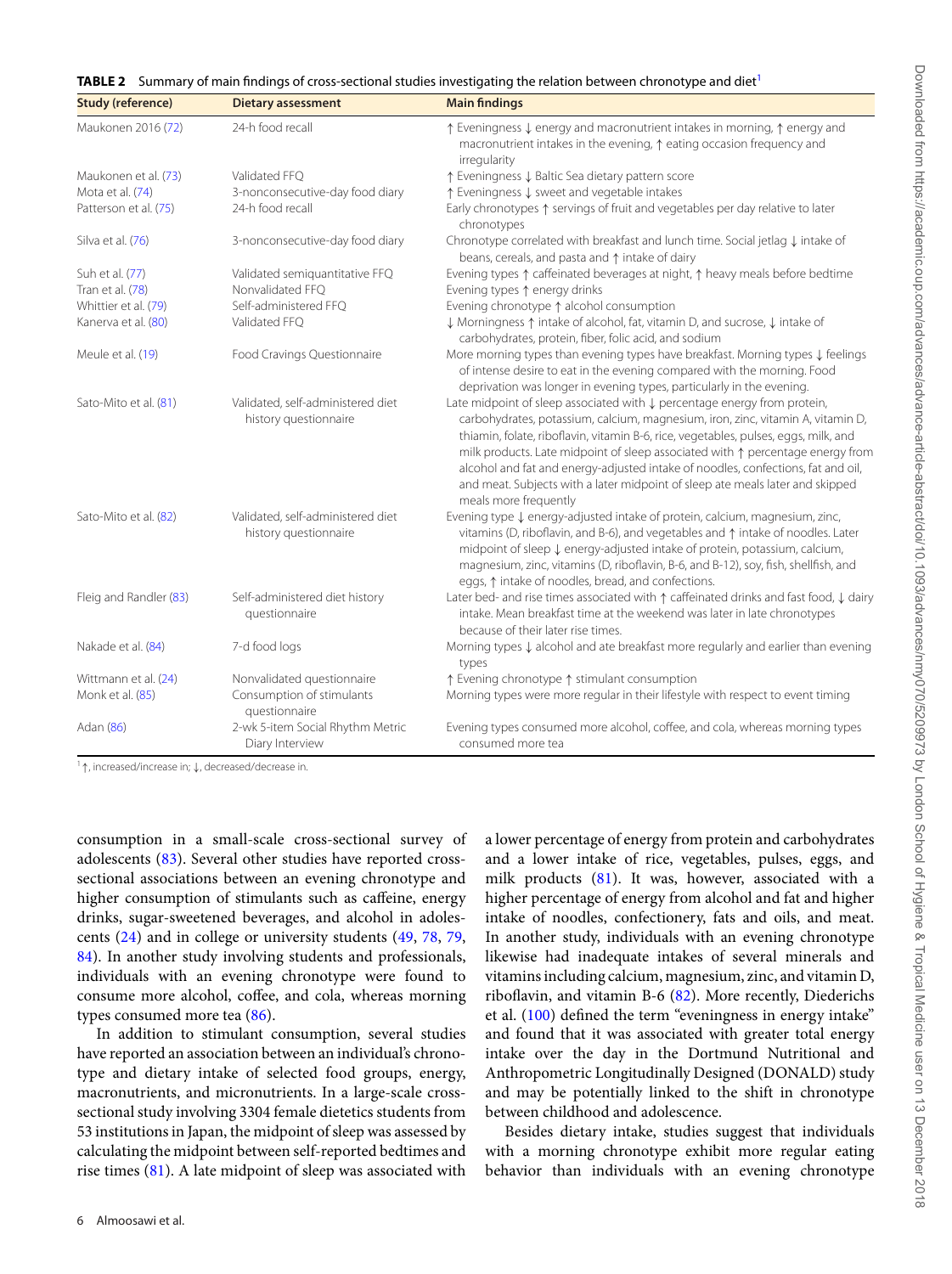**TABLE 2** Summary of main findings of cross-sectional studies investigating the relation between chronotype and diet[1]

| Study (reference) | Dietary assessment | Main findings |
| --- | --- | --- |
| Maukonen 2016 (72) | 24-h food recall | ↑ Eveningness ↓ energy and macronutrient intakes in morning, ↑ energy and macronutrient intakes in the evening, ↑ eating occasion frequency and irregularity |
| Maukonen et al. (73) | Validated FFQ | ↑ Eveningness ↓ Baltic Sea dietary pattern score |
| Mota et al. (74) | 3-nonconsecutive-day food diary | ↑ Eveningness ↓ sweet and vegetable intakes |
| Patterson et al. (75) | 24-h food recall | Early chronotypes ↑ servings of fruit and vegetables per day relative to later chronotypes |
| Silva et al. (76) | 3-nonconsecutive-day food diary | Chronotype correlated with breakfast and lunch time. Social jetlag ↓ intake of beans, cereals, and pasta and ↑ intake of dairy |
| Suh et al. (77) | Validated semiquantitative FFQ | Evening types ↑ caffeinated beverages at night, ↑ heavy meals before bedtime |
| Tran et al. (78) | Nonvalidated FFQ | Evening types ↑ energy drinks |
| Whittier et al. (79) | Self-administered FFQ | Evening chronotype ↑ alcohol consumption |
| Kanerva et al. (80) | Validated FFQ | ↓ Morningness ↑ intake of alcohol, fat, vitamin D, and sucrose, ↓ intake of carbohydrates, protein, fiber, folic acid, and sodium |
| Meule et al. (19) | Food Cravings Questionnaire | More morning types than evening types have breakfast. Morning types ↓ feelings of intense desire to eat in the evening compared with the morning. Food deprivation was longer in evening types, particularly in the evening. |
| Sato-Mito et al. (81) | Validated, self-administered diet history questionnaire | Late midpoint of sleep associated with ↓ percentage energy from protein, carbohydrates, potassium, calcium, magnesium, iron, zinc, vitamin A, vitamin D, thiamin, folate, riboflavin, vitamin B-6, rice, vegetables, pulses, eggs, milk, and milk products. Late midpoint of sleep associated with ↑ percentage energy from alcohol and fat and energy-adjusted intake of noodles, confections, fat and oil, and meat. Subjects with a later midpoint of sleep ate meals later and skipped meals more frequently |
| Sato-Mito et al. (82) | Validated, self-administered diet history questionnaire | Evening type ↓ energy-adjusted intake of protein, calcium, magnesium, zinc, vitamins (D, riboflavin, and B-6), and vegetables and ↑ intake of noodles. Later midpoint of sleep ↓ energy-adjusted intake of protein, potassium, calcium, magnesium, zinc, vitamins (D, riboflavin, B-6, and B-12), soy, fish, shellfish, and eggs, ↑ intake of noodles, bread, and confections. |
| Fleig and Randler (83) | Self-administered diet history questionnaire | Later bed- and rise times associated with ↑ caffeinated drinks and fast food, ↓ dairy intake. Mean breakfast time at the weekend was later in late chronotypes because of their later rise times. |
| Nakade et al. (84) | 7-d food logs | Morning types ↓ alcohol and ate breakfast more regularly and earlier than evening types |
| Wittmann et al. (24) | Nonvalidated questionnaire | ↑ Evening chronotype ↑ stimulant consumption |
| Monk et al. (85) | Consumption of stimulants questionnaire | Morning types were more regular in their lifestyle with respect to event timing |
| Adan (86) | 2-wk 5-item Social Rhythm Metric Diary Interview | Evening types consumed more alcohol, coffee, and cola, whereas morning types consumed more tea |

[1] ↑, increased/increase in; ↓, decreased/decrease in.

consumption in a small-scale cross-sectional survey of adolescents (83). Several other studies have reported cross-sectional associations between an evening chronotype and higher consumption of stimulants such as caffeine, energy drinks, sugar-sweetened beverages, and alcohol in adolescents (24) and in college or university students (49, 78, 79, 84). In another study involving students and professionals, individuals with an evening chronotype were found to consume more alcohol, coffee, and cola, whereas morning types consumed more tea (86).

In addition to stimulant consumption, several studies have reported an association between an individual's chronotype and dietary intake of selected food groups, energy, macronutrients, and micronutrients. In a large-scale cross-sectional study involving 3304 female dietetics students from 53 institutions in Japan, the midpoint of sleep was assessed by calculating the midpoint between self-reported bedtimes and rise times (81). A late midpoint of sleep was associated with a lower percentage of energy from protein and carbohydrates and a lower intake of rice, vegetables, pulses, eggs, and milk products (81). It was, however, associated with a higher percentage of energy from alcohol and fat and higher intake of noodles, confectionery, fats and oils, and meat. In another study, individuals with an evening chronotype likewise had inadequate intakes of several minerals and vitamins including calcium, magnesium, zinc, and vitamin D, riboflavin, and vitamin B-6 (82). More recently, Diederichs et al. (100) defined the term "eveningness in energy intake" and found that it was associated with greater total energy intake over the day in the Dortmund Nutritional and Anthropometric Longitudinally Designed (DONALD) study and may be potentially linked to the shift in chronotype between childhood and adolescence.

Besides dietary intake, studies suggest that individuals with a morning chronotype exhibit more regular eating behavior than individuals with an evening chronotype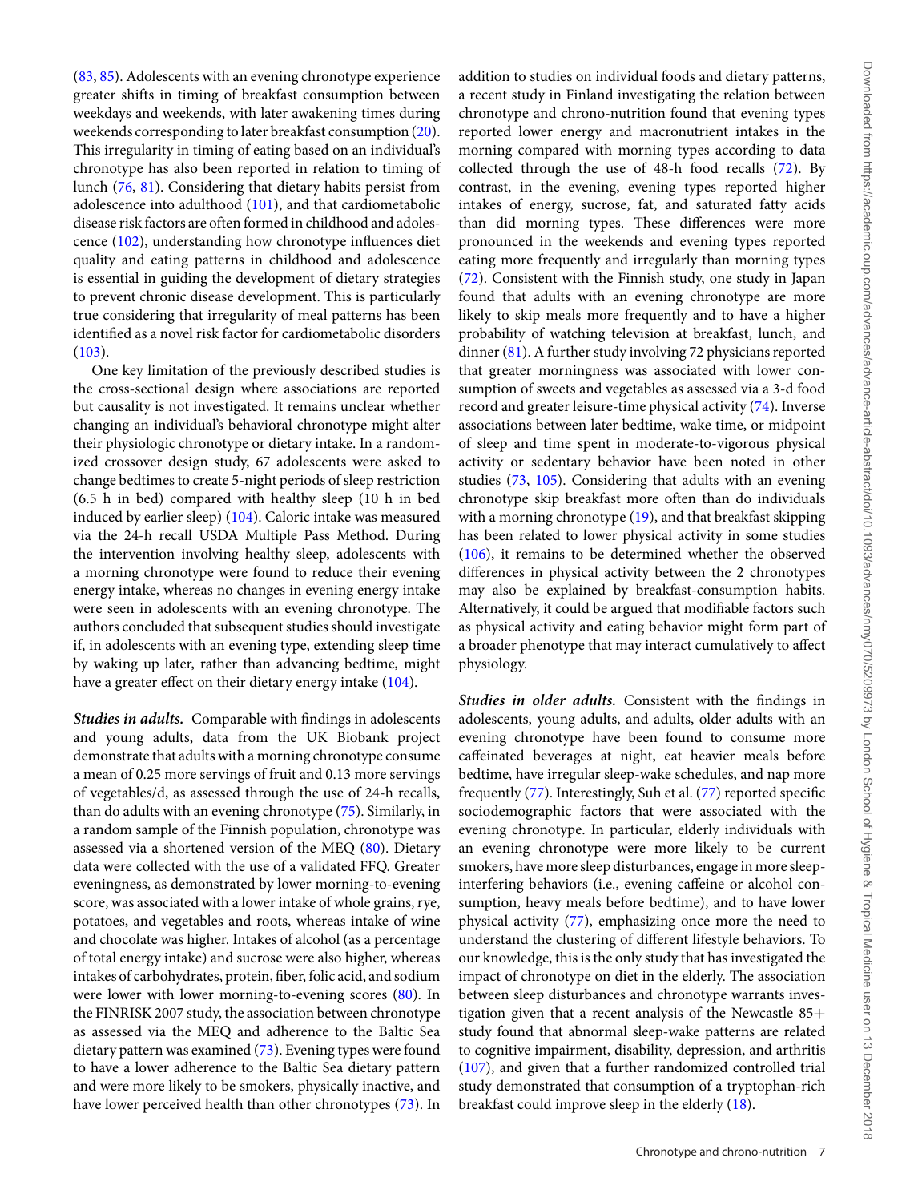(83, 85). Adolescents with an evening chronotype experience greater shifts in timing of breakfast consumption between weekdays and weekends, with later awakening times during weekends corresponding to later breakfast consumption (20). This irregularity in timing of eating based on an individual's chronotype has also been reported in relation to timing of lunch (76, 81). Considering that dietary habits persist from adolescence into adulthood (101), and that cardiometabolic disease risk factors are often formed in childhood and adolescence (102), understanding how chronotype influences diet quality and eating patterns in childhood and adolescence is essential in guiding the development of dietary strategies to prevent chronic disease development. This is particularly true considering that irregularity of meal patterns has been identified as a novel risk factor for cardiometabolic disorders (103).

One key limitation of the previously described studies is the cross-sectional design where associations are reported but causality is not investigated. It remains unclear whether changing an individual's behavioral chronotype might alter their physiologic chronotype or dietary intake. In a randomized crossover design study, 67 adolescents were asked to change bedtimes to create 5-night periods of sleep restriction (6.5 h in bed) compared with healthy sleep (10 h in bed induced by earlier sleep) (104). Caloric intake was measured via the 24-h recall USDA Multiple Pass Method. During the intervention involving healthy sleep, adolescents with a morning chronotype were found to reduce their evening energy intake, whereas no changes in evening energy intake were seen in adolescents with an evening chronotype. The authors concluded that subsequent studies should investigate if, in adolescents with an evening type, extending sleep time by waking up later, rather than advancing bedtime, might have a greater effect on their dietary energy intake (104).

***Studies in adults.*** Comparable with findings in adolescents and young adults, data from the UK Biobank project demonstrate that adults with a morning chronotype consume a mean of 0.25 more servings of fruit and 0.13 more servings of vegetables/d, as assessed through the use of 24-h recalls, than do adults with an evening chronotype (75). Similarly, in a random sample of the Finnish population, chronotype was assessed via a shortened version of the MEQ (80). Dietary data were collected with the use of a validated FFQ. Greater eveningness, as demonstrated by lower morning-to-evening score, was associated with a lower intake of whole grains, rye, potatoes, and vegetables and roots, whereas intake of wine and chocolate was higher. Intakes of alcohol (as a percentage of total energy intake) and sucrose were also higher, whereas intakes of carbohydrates, protein, fiber, folic acid, and sodium were lower with lower morning-to-evening scores (80). In the FINRISK 2007 study, the association between chronotype as assessed via the MEQ and adherence to the Baltic Sea dietary pattern was examined (73). Evening types were found to have a lower adherence to the Baltic Sea dietary pattern and were more likely to be smokers, physically inactive, and have lower perceived health than other chronotypes (73). In addition to studies on individual foods and dietary patterns, a recent study in Finland investigating the relation between chronotype and chrono-nutrition found that evening types reported lower energy and macronutrient intakes in the morning compared with morning types according to data collected through the use of 48-h food recalls (72). By contrast, in the evening, evening types reported higher intakes of energy, sucrose, fat, and saturated fatty acids than did morning types. These differences were more pronounced in the weekends and evening types reported eating more frequently and irregularly than morning types (72). Consistent with the Finnish study, one study in Japan found that adults with an evening chronotype are more likely to skip meals more frequently and to have a higher probability of watching television at breakfast, lunch, and dinner (81). A further study involving 72 physicians reported that greater morningness was associated with lower consumption of sweets and vegetables as assessed via a 3-d food record and greater leisure-time physical activity (74). Inverse associations between later bedtime, wake time, or midpoint of sleep and time spent in moderate-to-vigorous physical activity or sedentary behavior have been noted in other studies (73, 105). Considering that adults with an evening chronotype skip breakfast more often than do individuals with a morning chronotype (19), and that breakfast skipping has been related to lower physical activity in some studies (106), it remains to be determined whether the observed differences in physical activity between the 2 chronotypes may also be explained by breakfast-consumption habits. Alternatively, it could be argued that modifiable factors such as physical activity and eating behavior might form part of a broader phenotype that may interact cumulatively to affect physiology.

***Studies in older adults.*** Consistent with the findings in adolescents, young adults, and adults, older adults with an evening chronotype have been found to consume more caffeinated beverages at night, eat heavier meals before bedtime, have irregular sleep-wake schedules, and nap more frequently (77). Interestingly, Suh et al. (77) reported specific sociodemographic factors that were associated with the evening chronotype. In particular, elderly individuals with an evening chronotype were more likely to be current smokers, have more sleep disturbances, engage in more sleep-interfering behaviors (i.e., evening caffeine or alcohol consumption, heavy meals before bedtime), and to have lower physical activity (77), emphasizing once more the need to understand the clustering of different lifestyle behaviors. To our knowledge, this is the only study that has investigated the impact of chronotype on diet in the elderly. The association between sleep disturbances and chronotype warrants investigation given that a recent analysis of the Newcastle 85+ study found that abnormal sleep-wake patterns are related to cognitive impairment, disability, depression, and arthritis (107), and given that a further randomized controlled trial study demonstrated that consumption of a tryptophan-rich breakfast could improve sleep in the elderly (18).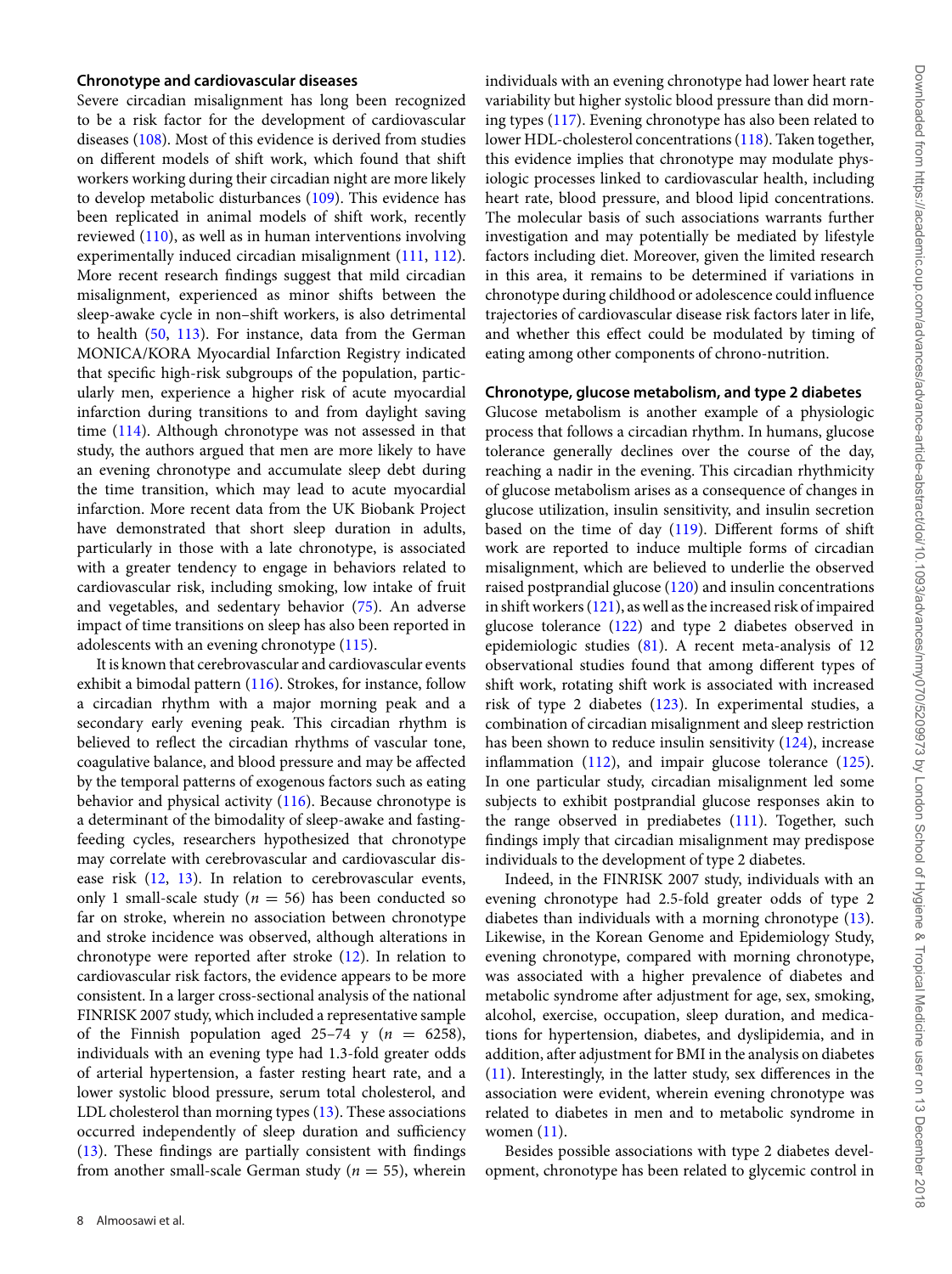### Chronotype and cardiovascular diseases

Severe circadian misalignment has long been recognized to be a risk factor for the development of cardiovascular diseases (108). Most of this evidence is derived from studies on different models of shift work, which found that shift workers working during their circadian night are more likely to develop metabolic disturbances (109). This evidence has been replicated in animal models of shift work, recently reviewed (110), as well as in human interventions involving experimentally induced circadian misalignment (111, 112). More recent research findings suggest that mild circadian misalignment, experienced as minor shifts between the sleep-awake cycle in non–shift workers, is also detrimental to health (50, 113). For instance, data from the German MONICA/KORA Myocardial Infarction Registry indicated that specific high-risk subgroups of the population, particularly men, experience a higher risk of acute myocardial infarction during transitions to and from daylight saving time (114). Although chronotype was not assessed in that study, the authors argued that men are more likely to have an evening chronotype and accumulate sleep debt during the time transition, which may lead to acute myocardial infarction. More recent data from the UK Biobank Project have demonstrated that short sleep duration in adults, particularly in those with a late chronotype, is associated with a greater tendency to engage in behaviors related to cardiovascular risk, including smoking, low intake of fruit and vegetables, and sedentary behavior (75). An adverse impact of time transitions on sleep has also been reported in adolescents with an evening chronotype (115).

It is known that cerebrovascular and cardiovascular events exhibit a bimodal pattern (116). Strokes, for instance, follow a circadian rhythm with a major morning peak and a secondary early evening peak. This circadian rhythm is believed to reflect the circadian rhythms of vascular tone, coagulative balance, and blood pressure and may be affected by the temporal patterns of exogenous factors such as eating behavior and physical activity (116). Because chronotype is a determinant of the bimodality of sleep-awake and fasting-feeding cycles, researchers hypothesized that chronotype may correlate with cerebrovascular and cardiovascular disease risk (12, 13). In relation to cerebrovascular events, only 1 small-scale study ($n = 56$) has been conducted so far on stroke, wherein no association between chronotype and stroke incidence was observed, although alterations in chronotype were reported after stroke (12). In relation to cardiovascular risk factors, the evidence appears to be more consistent. In a larger cross-sectional analysis of the national FINRISK 2007 study, which included a representative sample of the Finnish population aged 25–74 y ($n = 6258$), individuals with an evening type had 1.3-fold greater odds of arterial hypertension, a faster resting heart rate, and a lower systolic blood pressure, serum total cholesterol, and LDL cholesterol than morning types (13). These associations occurred independently of sleep duration and sufficiency (13). These findings are partially consistent with findings from another small-scale German study ($n = 55$), wherein individuals with an evening chronotype had lower heart rate variability but higher systolic blood pressure than did morning types (117). Evening chronotype has also been related to lower HDL-cholesterol concentrations (118). Taken together, this evidence implies that chronotype may modulate physiologic processes linked to cardiovascular health, including heart rate, blood pressure, and blood lipid concentrations. The molecular basis of such associations warrants further investigation and may potentially be mediated by lifestyle factors including diet. Moreover, given the limited research in this area, it remains to be determined if variations in chronotype during childhood or adolescence could influence trajectories of cardiovascular disease risk factors later in life, and whether this effect could be modulated by timing of eating among other components of chrono-nutrition.

### Chronotype, glucose metabolism, and type 2 diabetes

Glucose metabolism is another example of a physiologic process that follows a circadian rhythm. In humans, glucose tolerance generally declines over the course of the day, reaching a nadir in the evening. This circadian rhythmicity of glucose metabolism arises as a consequence of changes in glucose utilization, insulin sensitivity, and insulin secretion based on the time of day (119). Different forms of shift work are reported to induce multiple forms of circadian misalignment, which are believed to underlie the observed raised postprandial glucose (120) and insulin concentrations in shift workers (121), as well as the increased risk of impaired glucose tolerance (122) and type 2 diabetes observed in epidemiologic studies (81). A recent meta-analysis of 12 observational studies found that among different types of shift work, rotating shift work is associated with increased risk of type 2 diabetes (123). In experimental studies, a combination of circadian misalignment and sleep restriction has been shown to reduce insulin sensitivity (124), increase inflammation (112), and impair glucose tolerance (125). In one particular study, circadian misalignment led some subjects to exhibit postprandial glucose responses akin to the range observed in prediabetes (111). Together, such findings imply that circadian misalignment may predispose individuals to the development of type 2 diabetes.

Indeed, in the FINRISK 2007 study, individuals with an evening chronotype had 2.5-fold greater odds of type 2 diabetes than individuals with a morning chronotype (13). Likewise, in the Korean Genome and Epidemiology Study, evening chronotype, compared with morning chronotype, was associated with a higher prevalence of diabetes and metabolic syndrome after adjustment for age, sex, smoking, alcohol, exercise, occupation, sleep duration, and medications for hypertension, diabetes, and dyslipidemia, and in addition, after adjustment for BMI in the analysis on diabetes (11). Interestingly, in the latter study, sex differences in the association were evident, wherein evening chronotype was related to diabetes in men and to metabolic syndrome in women (11).

Besides possible associations with type 2 diabetes development, chronotype has been related to glycemic control in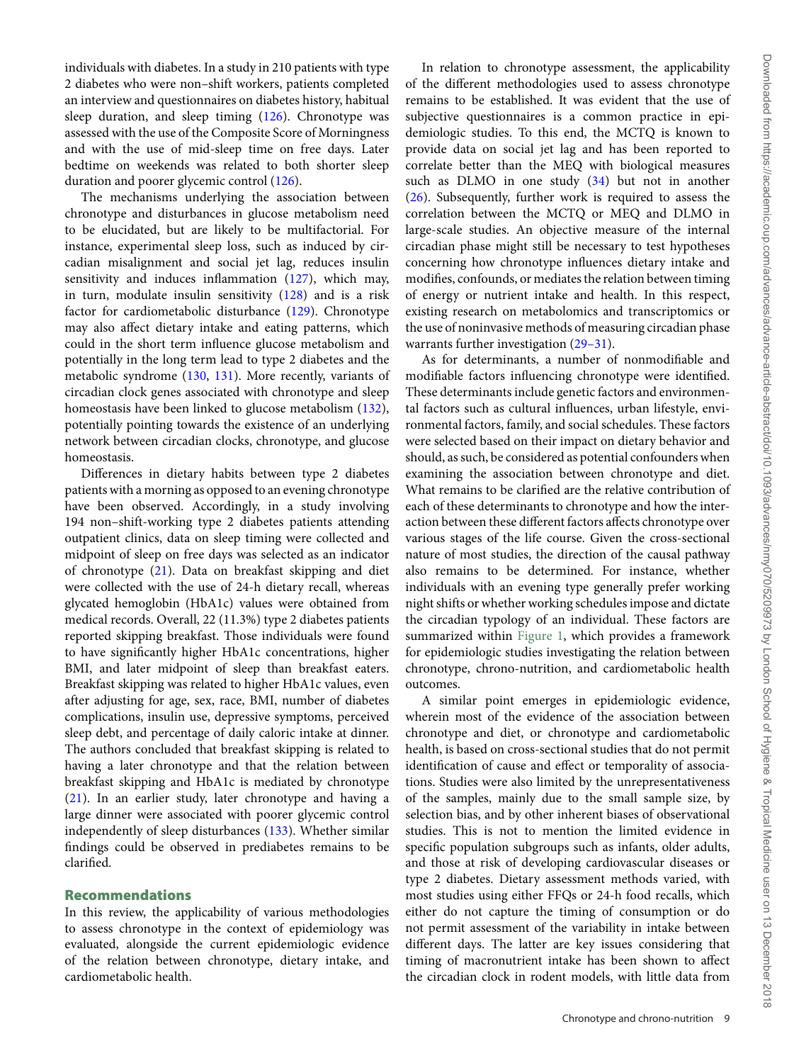individuals with diabetes. In a study in 210 patients with type 2 diabetes who were non–shift workers, patients completed an interview and questionnaires on diabetes history, habitual sleep duration, and sleep timing (126). Chronotype was assessed with the use of the Composite Score of Morningness and with the use of mid-sleep time on free days. Later bedtime on weekends was related to both shorter sleep duration and poorer glycemic control (126).

The mechanisms underlying the association between chronotype and disturbances in glucose metabolism need to be elucidated, but are likely to be multifactorial. For instance, experimental sleep loss, such as induced by circadian misalignment and social jet lag, reduces insulin sensitivity and induces inflammation (127), which may, in turn, modulate insulin sensitivity (128) and is a risk factor for cardiometabolic disturbance (129). Chronotype may also affect dietary intake and eating patterns, which could in the short term influence glucose metabolism and potentially in the long term lead to type 2 diabetes and the metabolic syndrome (130, 131). More recently, variants of circadian clock genes associated with chronotype and sleep homeostasis have been linked to glucose metabolism (132), potentially pointing towards the existence of an underlying network between circadian clocks, chronotype, and glucose homeostasis.

Differences in dietary habits between type 2 diabetes patients with a morning as opposed to an evening chronotype have been observed. Accordingly, in a study involving 194 non–shift-working type 2 diabetes patients attending outpatient clinics, data on sleep timing were collected and midpoint of sleep on free days was selected as an indicator of chronotype (21). Data on breakfast skipping and diet were collected with the use of 24-h dietary recall, whereas glycated hemoglobin (HbA1c) values were obtained from medical records. Overall, 22 (11.3%) type 2 diabetes patients reported skipping breakfast. Those individuals were found to have significantly higher HbA1c concentrations, higher BMI, and later midpoint of sleep than breakfast eaters. Breakfast skipping was related to higher HbA1c values, even after adjusting for age, sex, race, BMI, number of diabetes complications, insulin use, depressive symptoms, perceived sleep debt, and percentage of daily caloric intake at dinner. The authors concluded that breakfast skipping is related to having a later chronotype and that the relation between breakfast skipping and HbA1c is mediated by chronotype (21). In an earlier study, later chronotype and having a large dinner were associated with poorer glycemic control independently of sleep disturbances (133). Whether similar findings could be observed in prediabetes remains to be clarified.

## Recommendations

In this review, the applicability of various methodologies to assess chronotype in the context of epidemiology was evaluated, alongside the current epidemiologic evidence of the relation between chronotype, dietary intake, and cardiometabolic health.

In relation to chronotype assessment, the applicability of the different methodologies used to assess chronotype remains to be established. It was evident that the use of subjective questionnaires is a common practice in epidemiologic studies. To this end, the MCTQ is known to provide data on social jet lag and has been reported to correlate better than the MEQ with biological measures such as DLMO in one study (34) but not in another (26). Subsequently, further work is required to assess the correlation between the MCTQ or MEQ and DLMO in large-scale studies. An objective measure of the internal circadian phase might still be necessary to test hypotheses concerning how chronotype influences dietary intake and modifies, confounds, or mediates the relation between timing of energy or nutrient intake and health. In this respect, existing research on metabolomics and transcriptomics or the use of noninvasive methods of measuring circadian phase warrants further investigation (29–31).

As for determinants, a number of nonmodifiable and modifiable factors influencing chronotype were identified. These determinants include genetic factors and environmental factors such as cultural influences, urban lifestyle, environmental factors, family, and social schedules. These factors were selected based on their impact on dietary behavior and should, as such, be considered as potential confounders when examining the association between chronotype and diet. What remains to be clarified are the relative contribution of each of these determinants to chronotype and how the interaction between these different factors affects chronotype over various stages of the life course. Given the cross-sectional nature of most studies, the direction of the causal pathway also remains to be determined. For instance, whether individuals with an evening type generally prefer working night shifts or whether working schedules impose and dictate the circadian typology of an individual. These factors are summarized within Figure 1, which provides a framework for epidemiologic studies investigating the relation between chronotype, chrono-nutrition, and cardiometabolic health outcomes.

A similar point emerges in epidemiologic evidence, wherein most of the evidence of the association between chronotype and diet, or chronotype and cardiometabolic health, is based on cross-sectional studies that do not permit identification of cause and effect or temporality of associations. Studies were also limited by the unrepresentativeness of the samples, mainly due to the small sample size, by selection bias, and by other inherent biases of observational studies. This is not to mention the limited evidence in specific population subgroups such as infants, older adults, and those at risk of developing cardiovascular diseases or type 2 diabetes. Dietary assessment methods varied, with most studies using either FFQs or 24-h food recalls, which either do not capture the timing of consumption or do not permit assessment of the variability in intake between different days. The latter are key issues considering that timing of macronutrient intake has been shown to affect the circadian clock in rodent models, with little data from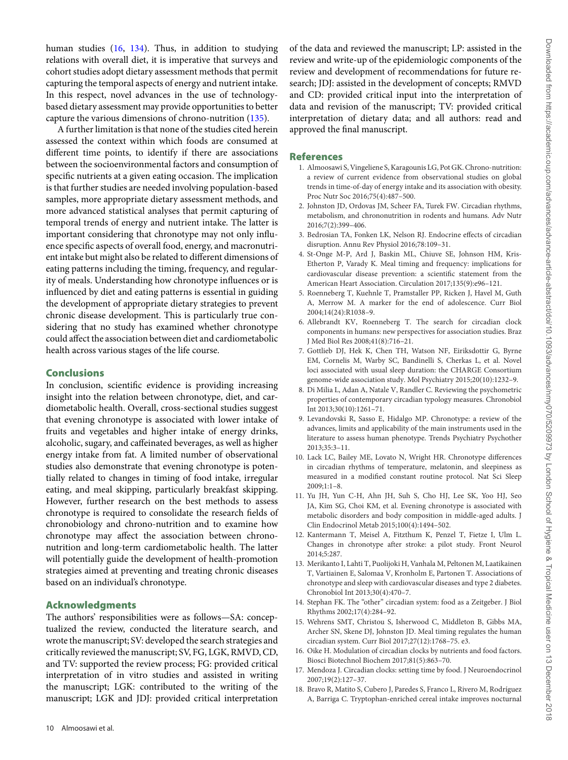human studies (16, 134). Thus, in addition to studying relations with overall diet, it is imperative that surveys and cohort studies adopt dietary assessment methods that permit capturing the temporal aspects of energy and nutrient intake. In this respect, novel advances in the use of technology-based dietary assessment may provide opportunities to better capture the various dimensions of chrono-nutrition (135).

A further limitation is that none of the studies cited herein assessed the context within which foods are consumed at different time points, to identify if there are associations between the socioenvironmental factors and consumption of specific nutrients at a given eating occasion. The implication is that further studies are needed involving population-based samples, more appropriate dietary assessment methods, and more advanced statistical analyses that permit capturing of temporal trends of energy and nutrient intake. The latter is important considering that chronotype may not only influence specific aspects of overall food, energy, and macronutrient intake but might also be related to different dimensions of eating patterns including the timing, frequency, and regularity of meals. Understanding how chronotype influences or is influenced by diet and eating patterns is essential in guiding the development of appropriate dietary strategies to prevent chronic disease development. This is particularly true considering that no study has examined whether chronotype could affect the association between diet and cardiometabolic health across various stages of the life course.

## Conclusions

In conclusion, scientific evidence is providing increasing insight into the relation between chronotype, diet, and cardiometabolic health. Overall, cross-sectional studies suggest that evening chronotype is associated with lower intake of fruits and vegetables and higher intake of energy drinks, alcoholic, sugary, and caffeinated beverages, as well as higher energy intake from fat. A limited number of observational studies also demonstrate that evening chronotype is potentially related to changes in timing of food intake, irregular eating, and meal skipping, particularly breakfast skipping. However, further research on the best methods to assess chronotype is required to consolidate the research fields of chronobiology and chrono-nutrition and to examine how chronotype may affect the association between chrono-nutrition and long-term cardiometabolic health. The latter will potentially guide the development of health-promotion strategies aimed at preventing and treating chronic diseases based on an individual's chronotype.

## Acknowledgments

The authors' responsibilities were as follows—SA: conceptualized the review, conducted the literature search, and wrote the manuscript; SV: developed the search strategies and critically reviewed the manuscript; SV, FG, LGK, RMVD, CD, and TV: supported the review process; FG: provided critical interpretation of in vitro studies and assisted in writing the manuscript; LGK: contributed to the writing of the manuscript; LGK and JDJ: provided critical interpretation of the data and reviewed the manuscript; LP: assisted in the review and write-up of the epidemiologic components of the review and development of recommendations for future research; JDJ: assisted in the development of concepts; RMVD and CD: provided critical input into the interpretation of data and revision of the manuscript; TV: provided critical interpretation of dietary data; and all authors: read and approved the final manuscript.

## References

1. Almoosawi S, Vingeliene S, Karagounis LG, Pot GK. Chrono-nutrition: a review of current evidence from observational studies on global trends in time-of-day of energy intake and its association with obesity. Proc Nutr Soc 2016;75(4):487–500.
2. Johnston JD, Ordovas JM, Scheer FA, Turek FW. Circadian rhythms, metabolism, and chrononutrition in rodents and humans. Adv Nutr 2016;7(2):399–406.
3. Bedrosian TA, Fonken LK, Nelson RJ. Endocrine effects of circadian disruption. Annu Rev Physiol 2016;78:109–31.
4. St-Onge M-P, Ard J, Baskin ML, Chiuve SE, Johnson HM, Kris-Etherton P, Varady K. Meal timing and frequency: implications for cardiovascular disease prevention: a scientific statement from the American Heart Association. Circulation 2017;135(9):e96–121.
5. Roenneberg T, Kuehnle T, Pramstaller PP, Ricken J, Havel M, Guth A, Merrow M. A marker for the end of adolescence. Curr Biol 2004;14(24):R1038–9.
6. Allebrandt KV, Roenneberg T. The search for circadian clock components in humans: new perspectives for association studies. Braz J Med Biol Res 2008;41(8):716–21.
7. Gottlieb DJ, Hek K, Chen TH, Watson NF, Eiriksdottir G, Byrne EM, Cornelis M, Warby SC, Bandinelli S, Cherkas L, et al. Novel loci associated with usual sleep duration: the CHARGE Consortium genome-wide association study. Mol Psychiatry 2015;20(10):1232–9.
8. Di Milia L, Adan A, Natale V, Randler C. Reviewing the psychometric properties of contemporary circadian typology measures. Chronobiol Int 2013;30(10):1261–71.
9. Levandovski R, Sasso E, Hidalgo MP. Chronotype: a review of the advances, limits and applicability of the main instruments used in the literature to assess human phenotype. Trends Psychiatry Psychother 2013;35:3–11.
10. Lack LC, Bailey ME, Lovato N, Wright HR. Chronotype differences in circadian rhythms of temperature, melatonin, and sleepiness as measured in a modified constant routine protocol. Nat Sci Sleep 2009;1:1–8.
11. Yu JH, Yun C-H, Ahn JH, Suh S, Cho HJ, Lee SK, Yoo HJ, Seo JA, Kim SG, Choi KM, et al. Evening chronotype is associated with metabolic disorders and body composition in middle-aged adults. J Clin Endocrinol Metab 2015;100(4):1494–502.
12. Kantermann T, Meisel A, Fitzthum K, Penzel T, Fietze I, Ulm L. Changes in chronotype after stroke: a pilot study. Front Neurol 2014;5:287.
13. Merikanto I, Lahti T, Puolijoki H, Vanhala M, Peltonen M, Laatikainen T, Vartiainen E, Salomaa V, Kronholm E, Partonen T. Associations of chronotype and sleep with cardiovascular diseases and type 2 diabetes. Chronobiol Int 2013;30(4):470–7.
14. Stephan FK. The "other" circadian system: food as a Zeitgeber. J Biol Rhythms 2002;17(4):284–92.
15. Wehrens SMT, Christou S, Isherwood C, Middleton B, Gibbs MA, Archer SN, Skene DJ, Johnston JD. Meal timing regulates the human circadian system. Curr Biol 2017;27(12):1768–75. e3.
16. Oike H. Modulation of circadian clocks by nutrients and food factors. Biosci Biotechnol Biochem 2017;81(5):863–70.
17. Mendoza J. Circadian clocks: setting time by food. J Neuroendocrinol 2007;19(2):127–37.
18. Bravo R, Matito S, Cubero J, Paredes S, Franco L, Rivero M, Rodríguez A, Barriga C. Tryptophan-enriched cereal intake improves nocturnal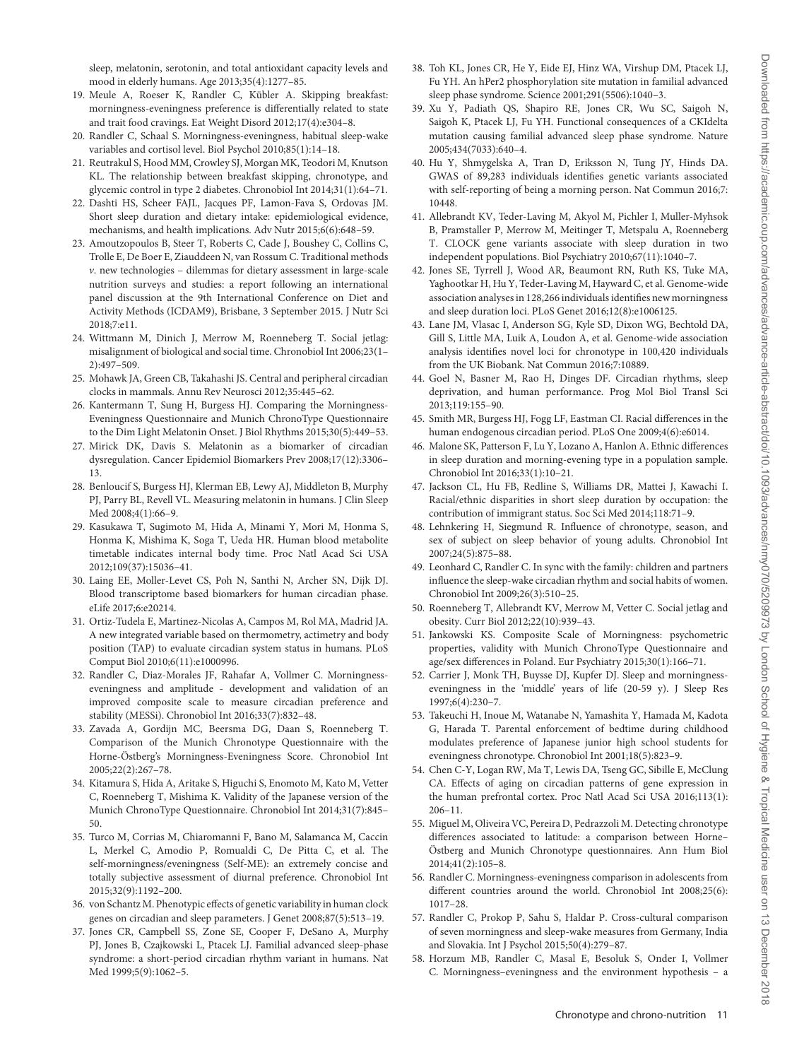sleep, melatonin, serotonin, and total antioxidant capacity levels and mood in elderly humans. Age 2013;35(4):1277–85.

19. Meule A, Roeser K, Randler C, Kübler A. Skipping breakfast: morningness-eveningness preference is differentially related to state and trait food cravings. Eat Weight Disord 2012;17(4):e304–8.
20. Randler C, Schaal S. Morningness-eveningness, habitual sleep-wake variables and cortisol level. Biol Psychol 2010;85(1):14–18.
21. Reutrakul S, Hood MM, Crowley SJ, Morgan MK, Teodori M, Knutson KL. The relationship between breakfast skipping, chronotype, and glycemic control in type 2 diabetes. Chronobiol Int 2014;31(1):64–71.
22. Dashti HS, Scheer FAJL, Jacques PF, Lamon-Fava S, Ordovas JM. Short sleep duration and dietary intake: epidemiological evidence, mechanisms, and health implications. Adv Nutr 2015;6(6):648–59.
23. Amoutzopoulos B, Steer T, Roberts C, Cade J, Boushey C, Collins C, Trolle E, De Boer E, Ziauddeen N, van Rossum C. Traditional methods *v.* new technologies – dilemmas for dietary assessment in large-scale nutrition surveys and studies: a report following an international panel discussion at the 9th International Conference on Diet and Activity Methods (ICDAM9), Brisbane, 3 September 2015. J Nutr Sci 2018;7:e11.
24. Wittmann M, Dinich J, Merrow M, Roenneberg T. Social jetlag: misalignment of biological and social time. Chronobiol Int 2006;23(1–2):497–509.
25. Mohawk JA, Green CB, Takahashi JS. Central and peripheral circadian clocks in mammals. Annu Rev Neurosci 2012;35:445–62.
26. Kantermann T, Sung H, Burgess HJ. Comparing the Morningness-Eveningness Questionnaire and Munich ChronoType Questionnaire to the Dim Light Melatonin Onset. J Biol Rhythms 2015;30(5):449–53.
27. Mirick DK, Davis S. Melatonin as a biomarker of circadian dysregulation. Cancer Epidemiol Biomarkers Prev 2008;17(12):3306–13.
28. Benloucif S, Burgess HJ, Klerman EB, Lewy AJ, Middleton B, Murphy PJ, Parry BL, Revell VL. Measuring melatonin in humans. J Clin Sleep Med 2008;4(1):66–9.
29. Kasukawa T, Sugimoto M, Hida A, Minami Y, Mori M, Honma S, Honma K, Mishima K, Soga T, Ueda HR. Human blood metabolite timetable indicates internal body time. Proc Natl Acad Sci USA 2012;109(37):15036–41.
30. Laing EE, Moller-Levet CS, Poh N, Santhi N, Archer SN, Dijk DJ. Blood transcriptome based biomarkers for human circadian phase. eLife 2017;6:e20214.
31. Ortiz-Tudela E, Martinez-Nicolas A, Campos M, Rol MA, Madrid JA. A new integrated variable based on thermometry, actimetry and body position (TAP) to evaluate circadian system status in humans. PLoS Comput Biol 2010;6(11):e1000996.
32. Randler C, Diaz-Morales JF, Rahafar A, Vollmer C. Morningness-eveningness and amplitude - development and validation of an improved composite scale to measure circadian preference and stability (MESSi). Chronobiol Int 2016;33(7):832–48.
33. Zavada A, Gordijn MC, Beersma DG, Daan S, Roenneberg T. Comparison of the Munich Chronotype Questionnaire with the Horne-Östberg's Morningness-Eveningness Score. Chronobiol Int 2005;22(2):267–78.
34. Kitamura S, Hida A, Aritake S, Higuchi S, Enomoto M, Kato M, Vetter C, Roenneberg T, Mishima K. Validity of the Japanese version of the Munich ChronoType Questionnaire. Chronobiol Int 2014;31(7):845–50.
35. Turco M, Corrias M, Chiaromanni F, Bano M, Salamanca M, Caccin L, Merkel C, Amodio P, Romualdi C, De Pitta C, et al. The self-morningness/eveningness (Self-ME): an extremely concise and totally subjective assessment of diurnal preference. Chronobiol Int 2015;32(9):1192–200.
36. von Schantz M. Phenotypic effects of genetic variability in human clock genes on circadian and sleep parameters. J Genet 2008;87(5):513–19.
37. Jones CR, Campbell SS, Zone SE, Cooper F, DeSano A, Murphy PJ, Jones B, Czajkowski L, Ptacek LJ. Familial advanced sleep-phase syndrome: a short-period circadian rhythm variant in humans. Nat Med 1999;5(9):1062–5.
38. Toh KL, Jones CR, He Y, Eide EJ, Hinz WA, Virshup DM, Ptacek LJ, Fu YH. An hPer2 phosphorylation site mutation in familial advanced sleep phase syndrome. Science 2001;291(5506):1040–3.
39. Xu Y, Padiath QS, Shapiro RE, Jones CR, Wu SC, Saigoh N, Saigoh K, Ptacek LJ, Fu YH. Functional consequences of a CKIdelta mutation causing familial advanced sleep phase syndrome. Nature 2005;434(7033):640–4.
40. Hu Y, Shmygelska A, Tran D, Eriksson N, Tung JY, Hinds DA. GWAS of 89,283 individuals identifies genetic variants associated with self-reporting of being a morning person. Nat Commun 2016;7:10448.
41. Allebrandt KV, Teder-Laving M, Akyol M, Pichler I, Muller-Myhsok B, Pramstaller P, Merrow M, Meitinger T, Metspalu A, Roenneberg T. CLOCK gene variants associate with sleep duration in two independent populations. Biol Psychiatry 2010;67(11):1040–7.
42. Jones SE, Tyrrell J, Wood AR, Beaumont RN, Ruth KS, Tuke MA, Yaghootkar H, Hu Y, Teder-Laving M, Hayward C, et al. Genome-wide association analyses in 128,266 individuals identifies new morningness and sleep duration loci. PLoS Genet 2016;12(8):e1006125.
43. Lane JM, Vlasac I, Anderson SG, Kyle SD, Dixon WG, Bechtold DA, Gill S, Little MA, Luik A, Loudon A, et al. Genome-wide association analysis identifies novel loci for chronotype in 100,420 individuals from the UK Biobank. Nat Commun 2016;7:10889.
44. Goel N, Basner M, Rao H, Dinges DF. Circadian rhythms, sleep deprivation, and human performance. Prog Mol Biol Transl Sci 2013;119:155–90.
45. Smith MR, Burgess HJ, Fogg LF, Eastman CI. Racial differences in the human endogenous circadian period. PLoS One 2009;4(6):e6014.
46. Malone SK, Patterson F, Lu Y, Lozano A, Hanlon A. Ethnic differences in sleep duration and morning-evening type in a population sample. Chronobiol Int 2016;33(1):10–21.
47. Jackson CL, Hu FB, Redline S, Williams DR, Mattei J, Kawachi I. Racial/ethnic disparities in short sleep duration by occupation: the contribution of immigrant status. Soc Sci Med 2014;118:71–9.
48. Lehnkering H, Siegmund R. Influence of chronotype, season, and sex of subject on sleep behavior of young adults. Chronobiol Int 2007;24(5):875–88.
49. Leonhard C, Randler C. In sync with the family: children and partners influence the sleep-wake circadian rhythm and social habits of women. Chronobiol Int 2009;26(3):510–25.
50. Roenneberg T, Allebrandt KV, Merrow M, Vetter C. Social jetlag and obesity. Curr Biol 2012;22(10):939–43.
51. Jankowski KS. Composite Scale of Morningness: psychometric properties, validity with Munich ChronoType Questionnaire and age/sex differences in Poland. Eur Psychiatry 2015;30(1):166–71.
52. Carrier J, Monk TH, Buysse DJ, Kupfer DJ. Sleep and morningness-eveningness in the 'middle' years of life (20-59 y). J Sleep Res 1997;6(4):230–7.
53. Takeuchi H, Inoue M, Watanabe N, Yamashita Y, Hamada M, Kadota G, Harada T. Parental enforcement of bedtime during childhood modulates preference of Japanese junior high school students for eveningness chronotype. Chronobiol Int 2001;18(5):823–9.
54. Chen C-Y, Logan RW, Ma T, Lewis DA, Tseng GC, Sibille E, McClung CA. Effects of aging on circadian patterns of gene expression in the human prefrontal cortex. Proc Natl Acad Sci USA 2016;113(1):206–11.
55. Miguel M, Oliveira VC, Pereira D, Pedrazzoli M. Detecting chronotype differences associated to latitude: a comparison between Horne–Östberg and Munich Chronotype questionnaires. Ann Hum Biol 2014;41(2):105–8.
56. Randler C. Morningness-eveningness comparison in adolescents from different countries around the world. Chronobiol Int 2008;25(6):1017–28.
57. Randler C, Prokop P, Sahu S, Haldar P. Cross-cultural comparison of seven morningness and sleep-wake measures from Germany, India and Slovakia. Int J Psychol 2015;50(4):279–87.
58. Horzum MB, Randler C, Masal E, Besoluk S, Onder I, Vollmer C. Morningness–eveningness and the environment hypothesis – a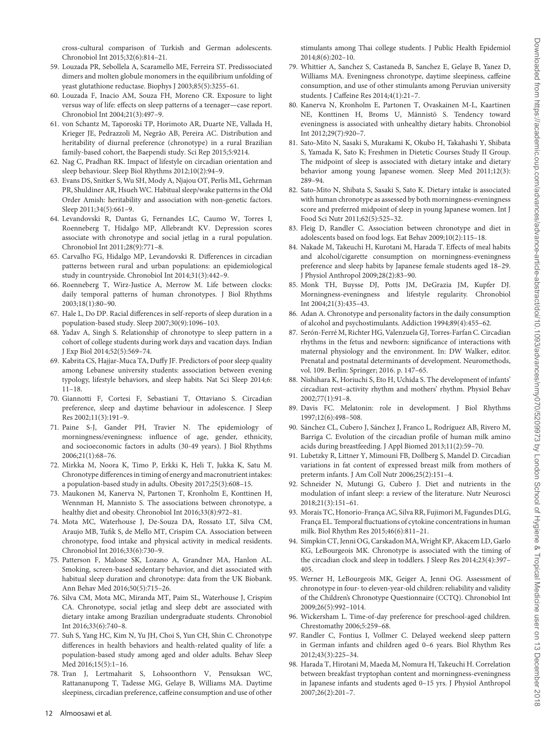cross-cultural comparison of Turkish and German adolescents. Chronobiol Int 2015;32(6):814–21.

59. Louzada PR, Sebollela A, Scaramello ME, Ferreira ST. Predissociated dimers and molten globule monomers in the equilibrium unfolding of yeast glutathione reductase. Biophys J 2003;85(5):3255–61.
60. Louzada F, Inacio AM, Souza FH, Moreno CR. Exposure to light versus way of life: effects on sleep patterns of a teenager—case report. Chronobiol Int 2004;21(3):497–9.
61. von Schantz M, Taporoski TP, Horimoto AR, Duarte NE, Vallada H, Krieger JE, Pedrazzoli M, Negrão AB, Pereira AC. Distribution and heritability of diurnal preference (chronotype) in a rural Brazilian family-based cohort, the Baependi study. Sci Rep 2015;5:9214.
62. Nag C, Pradhan RK. Impact of lifestyle on circadian orientation and sleep behaviour. Sleep Biol Rhythms 2012;10(2):94–9.
63. Evans DS, Snitker S, Wu SH, Mody A, Njajou OT, Perlis ML, Gehrman PR, Shuldiner AR, Hsueh WC. Habitual sleep/wake patterns in the Old Order Amish: heritability and association with non-genetic factors. Sleep 2011;34(5):661–9.
64. Levandovski R, Dantas G, Fernandes LC, Caumo W, Torres I, Roenneberg T, Hidalgo MP, Allebrandt KV. Depression scores associate with chronotype and social jetlag in a rural population. Chronobiol Int 2011;28(9):771–8.
65. Carvalho FG, Hidalgo MP, Levandovski R. Differences in circadian patterns between rural and urban populations: an epidemiological study in countryside. Chronobiol Int 2014;31(3):442–9.
66. Roenneberg T, Wirz-Justice A, Merrow M. Life between clocks: daily temporal patterns of human chronotypes. J Biol Rhythms 2003;18(1):80–90.
67. Hale L, Do DP. Racial differences in self-reports of sleep duration in a population-based study. Sleep 2007;30(9):1096–103.
68. Yadav A, Singh S. Relationship of chronotype to sleep pattern in a cohort of college students during work days and vacation days. Indian J Exp Biol 2014;52(5):569–74.
69. Kabrita CS, Hajjar-Muca TA, Duffy JF. Predictors of poor sleep quality among Lebanese university students: association between evening typology, lifestyle behaviors, and sleep habits. Nat Sci Sleep 2014;6: 11–18.
70. Giannotti F, Cortesi F, Sebastiani T, Ottaviano S. Circadian preference, sleep and daytime behaviour in adolescence. J Sleep Res 2002;11(3):191–9.
71. Paine S-J, Gander PH, Travier N. The epidemiology of morningness/eveningness: influence of age, gender, ethnicity, and socioeconomic factors in adults (30-49 years). J Biol Rhythms 2006;21(1):68–76.
72. Mirkka M, Noora K, Timo P, Erkki K, Heli T, Jukka K, Satu M. Chronotype differences in timing of energy and macronutrient intakes: a population-based study in adults. Obesity 2017;25(3):608–15.
73. Maukonen M, Kanerva N, Partonen T, Kronholm E, Konttinen H, Wennman H, Mannisto S. The associations between chronotype, a healthy diet and obesity. Chronobiol Int 2016;33(8):972–81.
74. Mota MC, Waterhouse J, De-Souza DA, Rossato LT, Silva CM, Araujo MB, Tufik S, de Mello MT, Crispim CA. Association between chronotype, food intake and physical activity in medical residents. Chronobiol Int 2016;33(6):730–9.
75. Patterson F, Malone SK, Lozano A, Grandner MA, Hanlon AL. Smoking, screen-based sedentary behavior, and diet associated with habitual sleep duration and chronotype: data from the UK Biobank. Ann Behav Med 2016;50(5):715–26.
76. Silva CM, Mota MC, Miranda MT, Paim SL, Waterhouse J, Crispim CA. Chronotype, social jetlag and sleep debt are associated with dietary intake among Brazilian undergraduate students. Chronobiol Int 2016;33(6):740–8.
77. Suh S, Yang HC, Kim N, Yu JH, Choi S, Yun CH, Shin C. Chronotype differences in health behaviors and health-related quality of life: a population-based study among aged and older adults. Behav Sleep Med 2016;15(5):1–16.
78. Tran J, Lertmaharit S, Lohsoonthorn V, Pensuksan WC, Rattananupong T, Tadesse MG, Gelaye B, Williams MA. Daytime sleepiness, circadian preference, caffeine consumption and use of other stimulants among Thai college students. J Public Health Epidemiol 2014;8(6):202–10.
79. Whittier A, Sanchez S, Castaneda B, Sanchez E, Gelaye B, Yanez D, Williams MA. Eveningness chronotype, daytime sleepiness, caffeine consumption, and use of other stimulants among Peruvian university students. J Caffeine Res 2014;4(1):21–7.
80. Kanerva N, Kronholm E, Partonen T, Ovaskainen M-L, Kaartinen NE, Konttinen H, Broms U, Männistö S. Tendency toward eveningness is associated with unhealthy dietary habits. Chronobiol Int 2012;29(7):920–7.
81. Sato-Mito N, Sasaki S, Murakami K, Okubo H, Takahashi Y, Shibata S, Yamada K, Sato K; Freshmen in Dietetic Courses Study II Group. The midpoint of sleep is associated with dietary intake and dietary behavior among young Japanese women. Sleep Med 2011;12(3): 289–94.
82. Sato-Mito N, Shibata S, Sasaki S, Sato K. Dietary intake is associated with human chronotype as assessed by both morningness-eveningness score and preferred midpoint of sleep in young Japanese women. Int J Food Sci Nutr 2011;62(5):525–32.
83. Fleig D, Randler C. Association between chronotype and diet in adolescents based on food logs. Eat Behav 2009;10(2):115–18.
84. Nakade M, Takeuchi H, Kurotani M, Harada T. Effects of meal habits and alcohol/cigarette consumption on morningness-eveningness preference and sleep habits by Japanese female students aged 18–29. J Physiol Anthropol 2009;28(2):83–90.
85. Monk TH, Buysse DJ, Potts JM, DeGrazia JM, Kupfer DJ. Morningness-eveningness and lifestyle regularity. Chronobiol Int 2004;21(3):435–43.
86. Adan A. Chronotype and personality factors in the daily consumption of alcohol and psychostimulants. Addiction 1994;89(4):455–62.
87. Serón-Ferré M, Richter HG, Valenzuela GJ, Torres-Farfan C. Circadian rhythms in the fetus and newborn: significance of interactions with maternal physiology and the environment. In: DW Walker, editor. Prenatal and postnatal determinants of development. Neuromethods, vol. 109. Berlin: Springer; 2016. p. 147–65.
88. Nishihara K, Horiuchi S, Eto H, Uchida S. The development of infants' circadian rest–activity rhythm and mothers' rhythm. Physiol Behav 2002;77(1):91–8.
89. Davis FC. Melatonin: role in development. J Biol Rhythms 1997;12(6):498–508.
90. Sánchez CL, Cubero J, Sánchez J, Franco L, Rodríguez AB, Rivero M, Barriga C. Evolution of the circadian profile of human milk amino acids during breastfeeding. J Appl Biomed 2013;11(2):59–70.
91. Lubetzky R, Littner Y, Mimouni FB, Dollberg S, Mandel D. Circadian variations in fat content of expressed breast milk from mothers of preterm infants. J Am Coll Nutr 2006;25(2):151–4.
92. Schneider N, Mutungi G, Cubero J. Diet and nutrients in the modulation of infant sleep: a review of the literature. Nutr Neurosci 2018;21(3):151–61.
93. Morais TC, Honorio-França AC, Silva RR, Fujimori M, Fagundes DLG, França EL. Temporal fluctuations of cytokine concentrations in human milk. Biol Rhythm Res 2015;46(6):811–21.
94. Simpkin CT, Jenni OG, Carskadon MA, Wright KP, Akacem LD, Garlo KG, LeBourgeois MK. Chronotype is associated with the timing of the circadian clock and sleep in toddlers. J Sleep Res 2014;23(4):397–405.
95. Werner H, LeBourgeois MK, Geiger A, Jenni OG. Assessment of chronotype in four- to eleven-year-old children: reliability and validity of the Children's Chronotype Questionnaire (CCTQ). Chronobiol Int 2009;26(5):992–1014.
96. Wickersham L. Time-of-day preference for preschool-aged children. Chrestomathy 2006;5:259–68.
97. Randler C, Fontius I, Vollmer C. Delayed weekend sleep pattern in German infants and children aged 0–6 years. Biol Rhythm Res 2012;43(3):225–34.
98. Harada T, Hirotani M, Maeda M, Nomura H, Takeuchi H. Correlation between breakfast tryptophan content and morningness-eveningness in Japanese infants and students aged 0–15 yrs. J Physiol Anthropol 2007;26(2):201–7.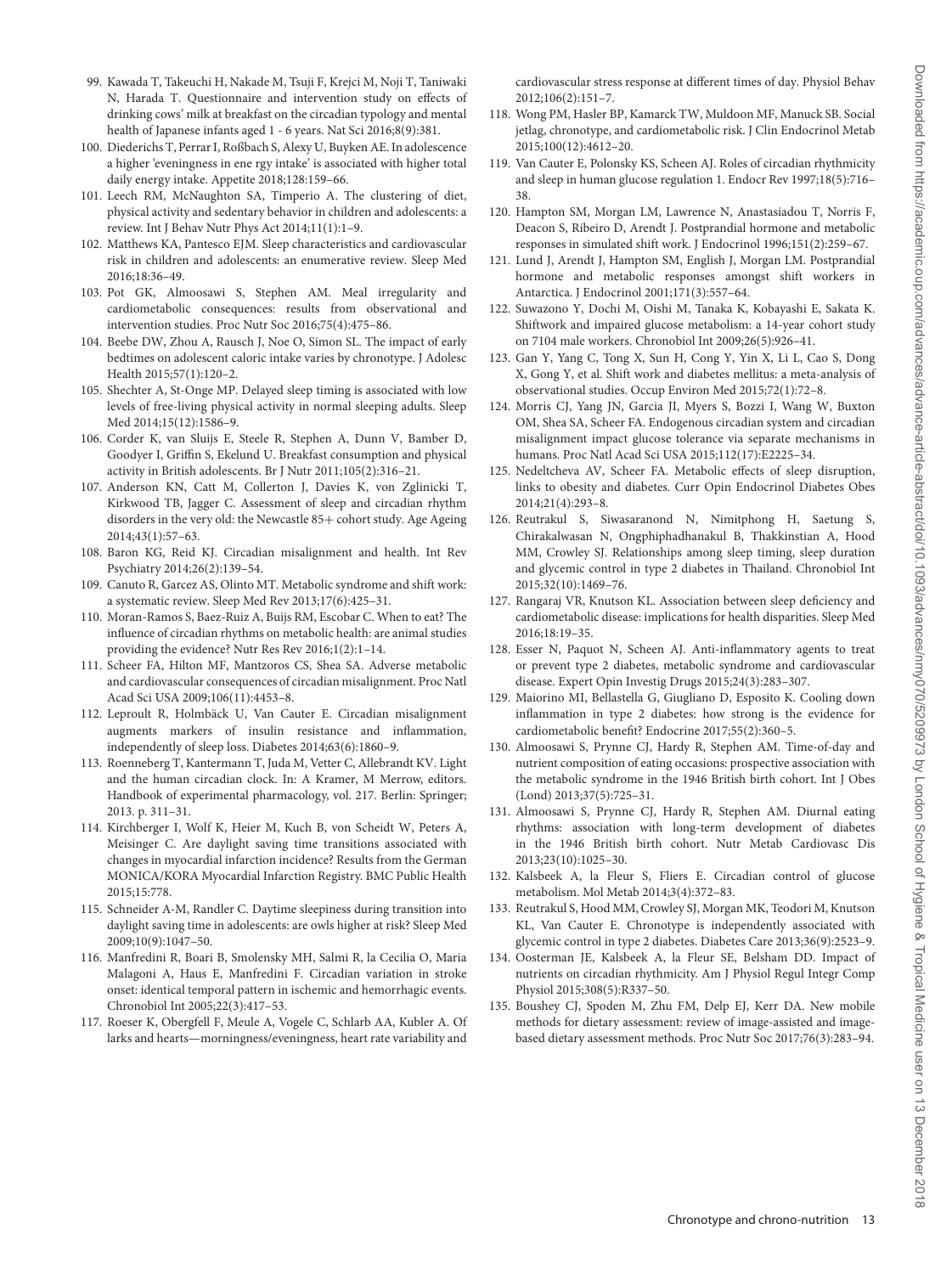99. Kawada T, Takeuchi H, Nakade M, Tsuji F, Krejci M, Noji T, Taniwaki N, Harada T. Questionnaire and intervention study on effects of drinking cows' milk at breakfast on the circadian typology and mental health of Japanese infants aged 1 - 6 years. Nat Sci 2016;8(9):381.
100. Diederichs T, Perrar I, Roßbach S, Alexy U, Buyken AE. In adolescence a higher 'eveningness in ene rgy intake' is associated with higher total daily energy intake. Appetite 2018;128:159–66.
101. Leech RM, McNaughton SA, Timperio A. The clustering of diet, physical activity and sedentary behavior in children and adolescents: a review. Int J Behav Nutr Phys Act 2014;11(1):1–9.
102. Matthews KA, Pantesco EJM. Sleep characteristics and cardiovascular risk in children and adolescents: an enumerative review. Sleep Med 2016;18:36–49.
103. Pot GK, Almoosawi S, Stephen AM. Meal irregularity and cardiometabolic consequences: results from observational and intervention studies. Proc Nutr Soc 2016;75(4):475–86.
104. Beebe DW, Zhou A, Rausch J, Noe O, Simon SL. The impact of early bedtimes on adolescent caloric intake varies by chronotype. J Adolesc Health 2015;57(1):120–2.
105. Shechter A, St-Onge MP. Delayed sleep timing is associated with low levels of free-living physical activity in normal sleeping adults. Sleep Med 2014;15(12):1586–9.
106. Corder K, van Sluijs E, Steele R, Stephen A, Dunn V, Bamber D, Goodyer I, Griffin S, Ekelund U. Breakfast consumption and physical activity in British adolescents. Br J Nutr 2011;105(2):316–21.
107. Anderson KN, Catt M, Collerton J, Davies K, von Zglinicki T, Kirkwood TB, Jagger C. Assessment of sleep and circadian rhythm disorders in the very old: the Newcastle 85+ cohort study. Age Ageing 2014;43(1):57–63.
108. Baron KG, Reid KJ. Circadian misalignment and health. Int Rev Psychiatry 2014;26(2):139–54.
109. Canuto R, Garcez AS, Olinto MT. Metabolic syndrome and shift work: a systematic review. Sleep Med Rev 2013;17(6):425–31.
110. Moran-Ramos S, Baez-Ruiz A, Buijs RM, Escobar C. When to eat? The influence of circadian rhythms on metabolic health: are animal studies providing the evidence? Nutr Res Rev 2016;1(2):1–14.
111. Scheer FA, Hilton MF, Mantzoros CS, Shea SA. Adverse metabolic and cardiovascular consequences of circadian misalignment. Proc Natl Acad Sci USA 2009;106(11):4453–8.
112. Leproult R, Holmbäck U, Van Cauter E. Circadian misalignment augments markers of insulin resistance and inflammation, independently of sleep loss. Diabetes 2014;63(6):1860–9.
113. Roenneberg T, Kantermann T, Juda M, Vetter C, Allebrandt KV. Light and the human circadian clock. In: A Kramer, M Merrow, editors. Handbook of experimental pharmacology, vol. 217. Berlin: Springer; 2013. p. 311–31.
114. Kirchberger I, Wolf K, Heier M, Kuch B, von Scheidt W, Peters A, Meisinger C. Are daylight saving time transitions associated with changes in myocardial infarction incidence? Results from the German MONICA/KORA Myocardial Infarction Registry. BMC Public Health 2015;15:778.
115. Schneider A-M, Randler C. Daytime sleepiness during transition into daylight saving time in adolescents: are owls higher at risk? Sleep Med 2009;10(9):1047–50.
116. Manfredini R, Boari B, Smolensky MH, Salmi R, la Cecilia O, Maria Malagoni A, Haus E, Manfredini F. Circadian variation in stroke onset: identical temporal pattern in ischemic and hemorrhagic events. Chronobiol Int 2005;22(3):417–53.
117. Roeser K, Obergfell F, Meule A, Vogele C, Schlarb AA, Kubler A. Of larks and hearts—morningness/eveningness, heart rate variability and cardiovascular stress response at different times of day. Physiol Behav 2012;106(2):151–7.
118. Wong PM, Hasler BP, Kamarck TW, Muldoon MF, Manuck SB. Social jetlag, chronotype, and cardiometabolic risk. J Clin Endocrinol Metab 2015;100(12):4612–20.
119. Van Cauter E, Polonsky KS, Scheen AJ. Roles of circadian rhythmicity and sleep in human glucose regulation 1. Endocr Rev 1997;18(5):716–38.
120. Hampton SM, Morgan LM, Lawrence N, Anastasiadou T, Norris F, Deacon S, Ribeiro D, Arendt J. Postprandial hormone and metabolic responses in simulated shift work. J Endocrinol 1996;151(2):259–67.
121. Lund J, Arendt J, Hampton SM, English J, Morgan LM. Postprandial hormone and metabolic responses amongst shift workers in Antarctica. J Endocrinol 2001;171(3):557–64.
122. Suwazono Y, Dochi M, Oishi M, Tanaka K, Kobayashi E, Sakata K. Shiftwork and impaired glucose metabolism: a 14-year cohort study on 7104 male workers. Chronobiol Int 2009;26(5):926–41.
123. Gan Y, Yang C, Tong X, Sun H, Cong Y, Yin X, Li L, Cao S, Dong X, Gong Y, et al. Shift work and diabetes mellitus: a meta-analysis of observational studies. Occup Environ Med 2015;72(1):72–8.
124. Morris CJ, Yang JN, Garcia JI, Myers S, Bozzi I, Wang W, Buxton OM, Shea SA, Scheer FA. Endogenous circadian system and circadian misalignment impact glucose tolerance via separate mechanisms in humans. Proc Natl Acad Sci USA 2015;112(17):E2225–34.
125. Nedeltcheva AV, Scheer FA. Metabolic effects of sleep disruption, links to obesity and diabetes. Curr Opin Endocrinol Diabetes Obes 2014;21(4):293–8.
126. Reutrakul S, Siwasaranond N, Nimitphong H, Saetung S, Chirakalwasan N, Ongphiphadhanakul B, Thakkinstian A, Hood MM, Crowley SJ. Relationships among sleep timing, sleep duration and glycemic control in type 2 diabetes in Thailand. Chronobiol Int 2015;32(10):1469–76.
127. Rangaraj VR, Knutson KL. Association between sleep deficiency and cardiometabolic disease: implications for health disparities. Sleep Med 2016;18:19–35.
128. Esser N, Paquot N, Scheen AJ. Anti-inflammatory agents to treat or prevent type 2 diabetes, metabolic syndrome and cardiovascular disease. Expert Opin Investig Drugs 2015;24(3):283–307.
129. Maiorino MI, Bellastella G, Giugliano D, Esposito K. Cooling down inflammation in type 2 diabetes: how strong is the evidence for cardiometabolic benefit? Endocrine 2017;55(2):360–5.
130. Almoosawi S, Prynne CJ, Hardy R, Stephen AM. Time-of-day and nutrient composition of eating occasions: prospective association with the metabolic syndrome in the 1946 British birth cohort. Int J Obes (Lond) 2013;37(5):725–31.
131. Almoosawi S, Prynne CJ, Hardy R, Stephen AM. Diurnal eating rhythms: association with long-term development of diabetes in the 1946 British birth cohort. Nutr Metab Cardiovasc Dis 2013;23(10):1025–30.
132. Kalsbeek A, la Fleur S, Fliers E. Circadian control of glucose metabolism. Mol Metab 2014;3(4):372–83.
133. Reutrakul S, Hood MM, Crowley SJ, Morgan MK, Teodori M, Knutson KL, Van Cauter E. Chronotype is independently associated with glycemic control in type 2 diabetes. Diabetes Care 2013;36(9):2523–9.
134. Oosterman JE, Kalsbeek A, la Fleur SE, Belsham DD. Impact of nutrients on circadian rhythmicity. Am J Physiol Regul Integr Comp Physiol 2015;308(5):R337–50.
135. Boushey CJ, Spoden M, Zhu FM, Delp EJ, Kerr DA. New mobile methods for dietary assessment: review of image-assisted and image-based dietary assessment methods. Proc Nutr Soc 2017;76(3):283–94.